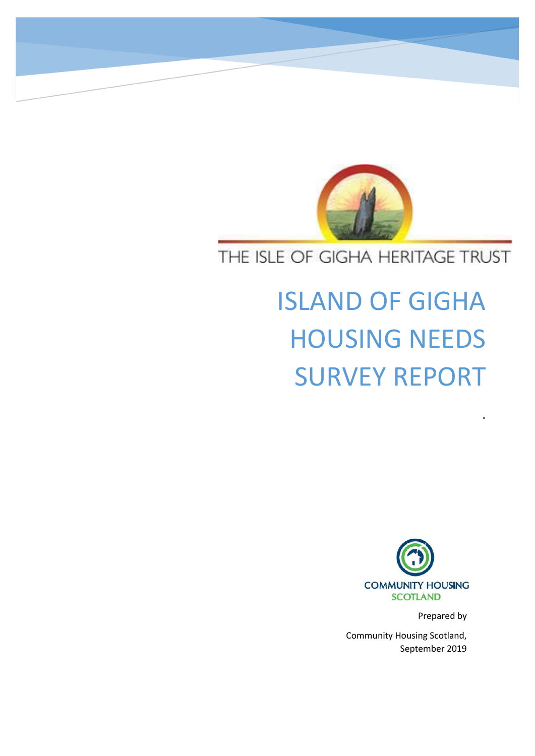THE ISLE OF GIGHA HERITAGE TRUST

# ISLAND OF GIGHA HOUSING NEEDS SURVEY REPORT

COMMUNITY HOUSING SCOTLAND

Prepared by

Community Housing Scotland, September 2019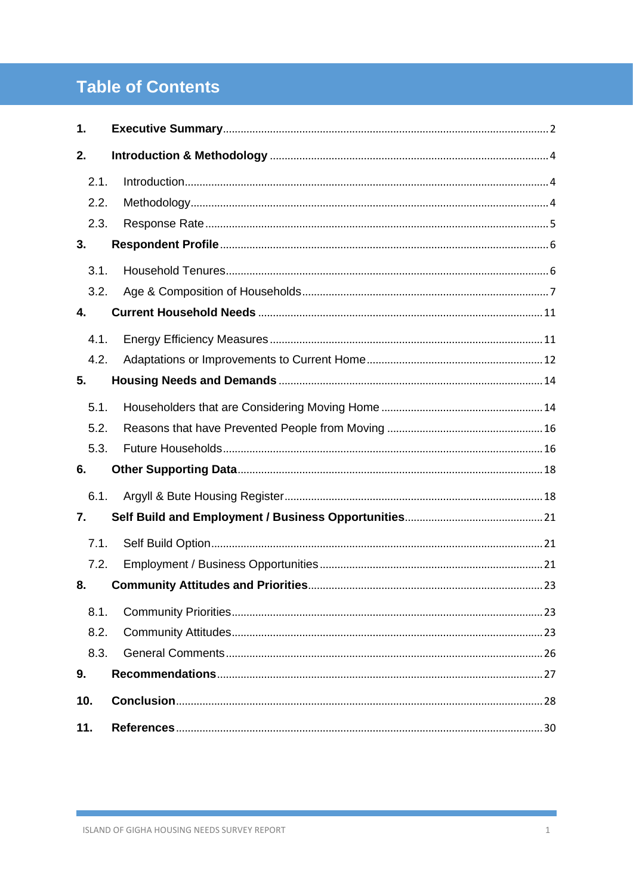# Table of Contents

1. **Executive Summary** ..... 2
2. **Introduction & Methodology** ..... 4
   - 2.1. Introduction ..... 4
   - 2.2. Methodology ..... 4
   - 2.3. Response Rate ..... 5
3. **Respondent Profile** ..... 6
   - 3.1. Household Tenures ..... 6
   - 3.2. Age & Composition of Households ..... 7
4. **Current Household Needs** ..... 11
   - 4.1. Energy Efficiency Measures ..... 11
   - 4.2. Adaptations or Improvements to Current Home ..... 12
5. **Housing Needs and Demands** ..... 14
   - 5.1. Householders that are Considering Moving Home ..... 14
   - 5.2. Reasons that have Prevented People from Moving ..... 16
   - 5.3. Future Households ..... 16
6. **Other Supporting Data** ..... 18
   - 6.1. Argyll & Bute Housing Register ..... 18
7. **Self Build and Employment / Business Opportunities** ..... 21
   - 7.1. Self Build Option ..... 21
   - 7.2. Employment / Business Opportunities ..... 21
8. **Community Attitudes and Priorities** ..... 23
   - 8.1. Community Priorities ..... 23
   - 8.2. Community Attitudes ..... 23
   - 8.3. General Comments ..... 26
9. **Recommendations** ..... 27
10. **Conclusion** ..... 28
11. **References** ..... 30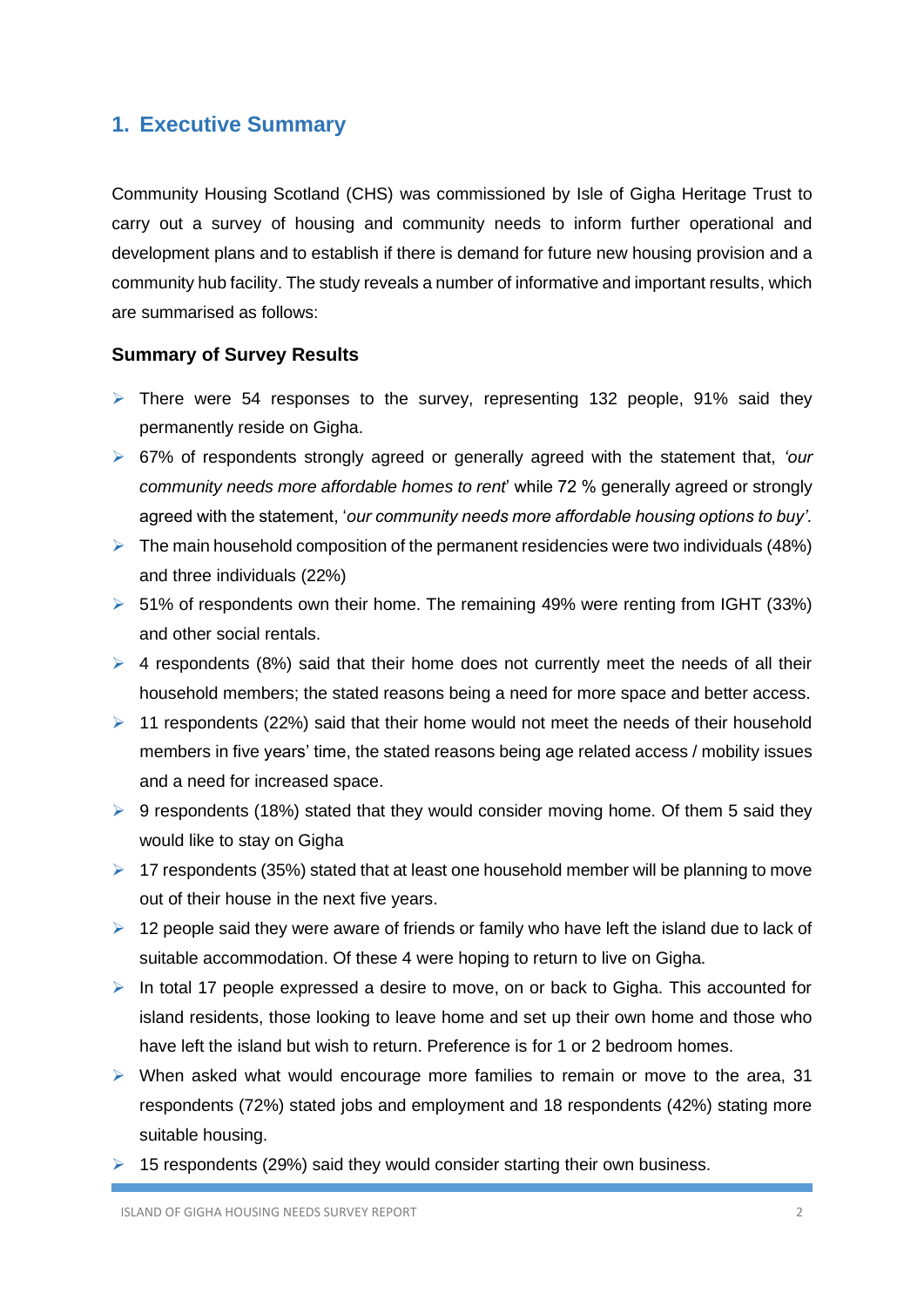## 1. Executive Summary

Community Housing Scotland (CHS) was commissioned by Isle of Gigha Heritage Trust to carry out a survey of housing and community needs to inform further operational and development plans and to establish if there is demand for future new housing provision and a community hub facility. The study reveals a number of informative and important results, which are summarised as follows:

### Summary of Survey Results

- There were 54 responses to the survey, representing 132 people, 91% said they permanently reside on Gigha.
- 67% of respondents strongly agreed or generally agreed with the statement that, *'our community needs more affordable homes to rent*' while 72 % generally agreed or strongly agreed with the statement, '*our community needs more affordable housing options to buy'.*
- The main household composition of the permanent residencies were two individuals (48%) and three individuals (22%)
- 51% of respondents own their home. The remaining 49% were renting from IGHT (33%) and other social rentals.
- 4 respondents (8%) said that their home does not currently meet the needs of all their household members; the stated reasons being a need for more space and better access.
- 11 respondents (22%) said that their home would not meet the needs of their household members in five years' time, the stated reasons being age related access / mobility issues and a need for increased space.
- 9 respondents (18%) stated that they would consider moving home. Of them 5 said they would like to stay on Gigha
- 17 respondents (35%) stated that at least one household member will be planning to move out of their house in the next five years.
- 12 people said they were aware of friends or family who have left the island due to lack of suitable accommodation. Of these 4 were hoping to return to live on Gigha.
- In total 17 people expressed a desire to move, on or back to Gigha. This accounted for island residents, those looking to leave home and set up their own home and those who have left the island but wish to return. Preference is for 1 or 2 bedroom homes.
- When asked what would encourage more families to remain or move to the area, 31 respondents (72%) stated jobs and employment and 18 respondents (42%) stating more suitable housing.
- 15 respondents (29%) said they would consider starting their own business.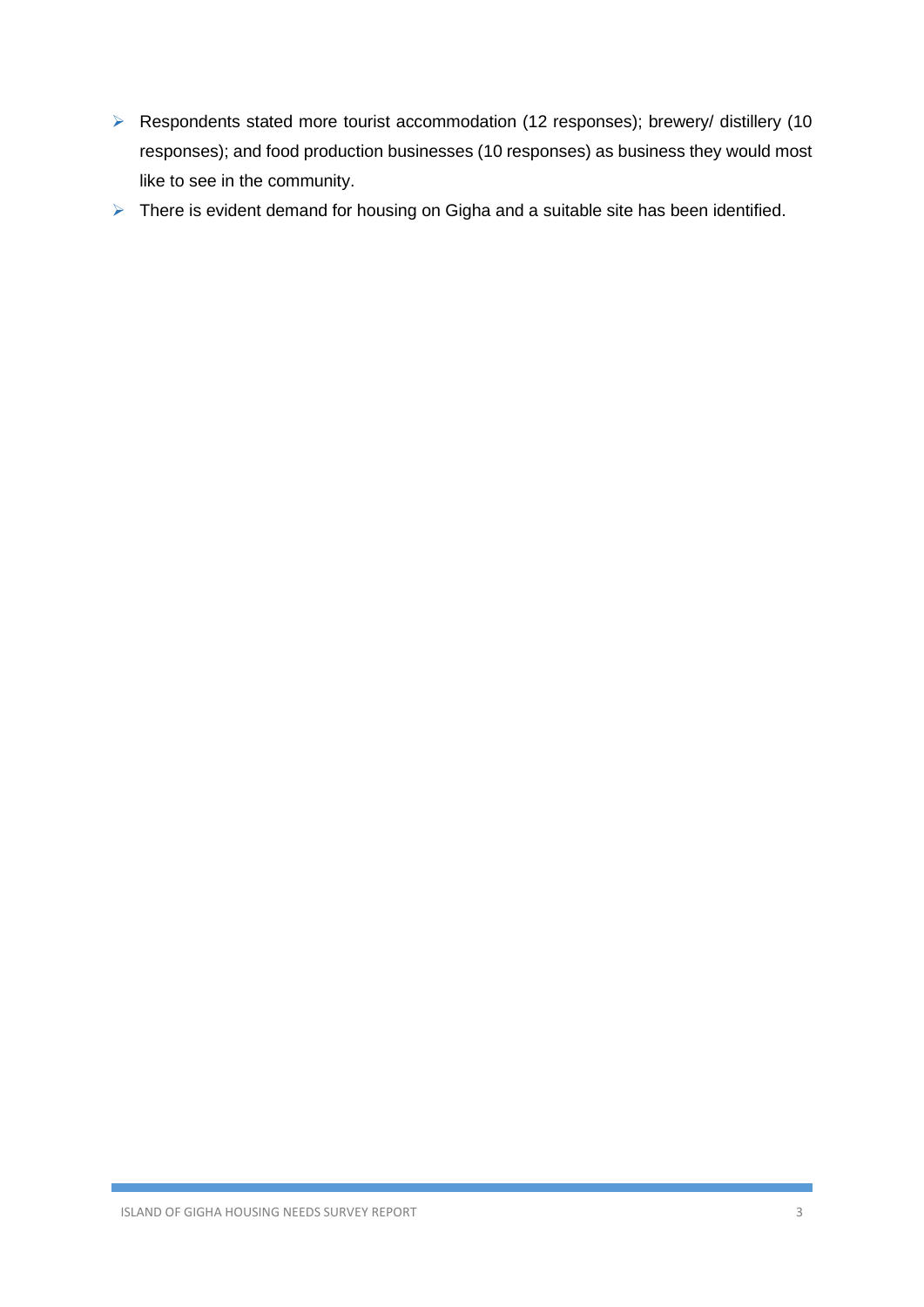- Respondents stated more tourist accommodation (12 responses); brewery/ distillery (10 responses); and food production businesses (10 responses) as business they would most like to see in the community.
- There is evident demand for housing on Gigha and a suitable site has been identified.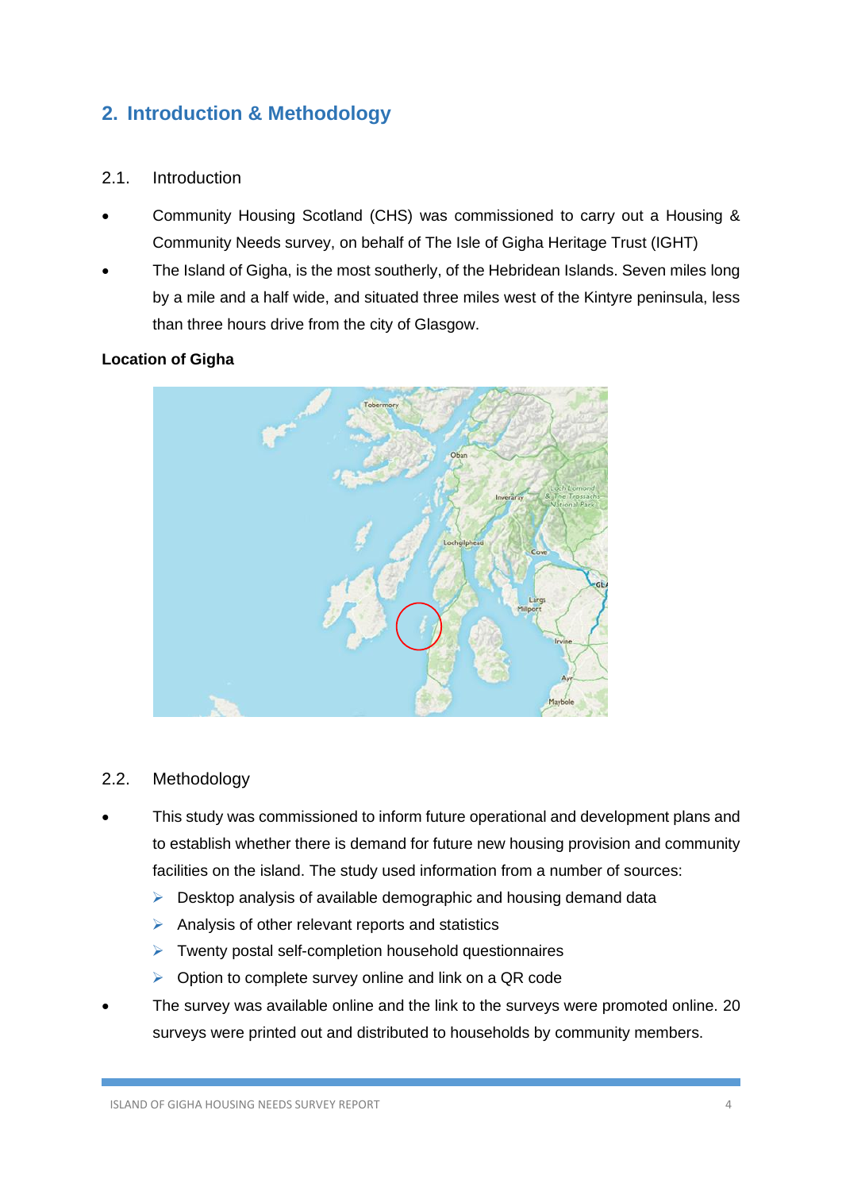## 2. Introduction & Methodology

### 2.1. Introduction

- Community Housing Scotland (CHS) was commissioned to carry out a Housing & Community Needs survey, on behalf of The Isle of Gigha Heritage Trust (IGHT)
- The Island of Gigha, is the most southerly, of the Hebridean Islands. Seven miles long by a mile and a half wide, and situated three miles west of the Kintyre peninsula, less than three hours drive from the city of Glasgow.

**Location of Gigha**

### 2.2. Methodology

- This study was commissioned to inform future operational and development plans and to establish whether there is demand for future new housing provision and community facilities on the island. The study used information from a number of sources:
  - Desktop analysis of available demographic and housing demand data
  - Analysis of other relevant reports and statistics
  - Twenty postal self-completion household questionnaires
  - Option to complete survey online and link on a QR code
- The survey was available online and the link to the surveys were promoted online. 20 surveys were printed out and distributed to households by community members.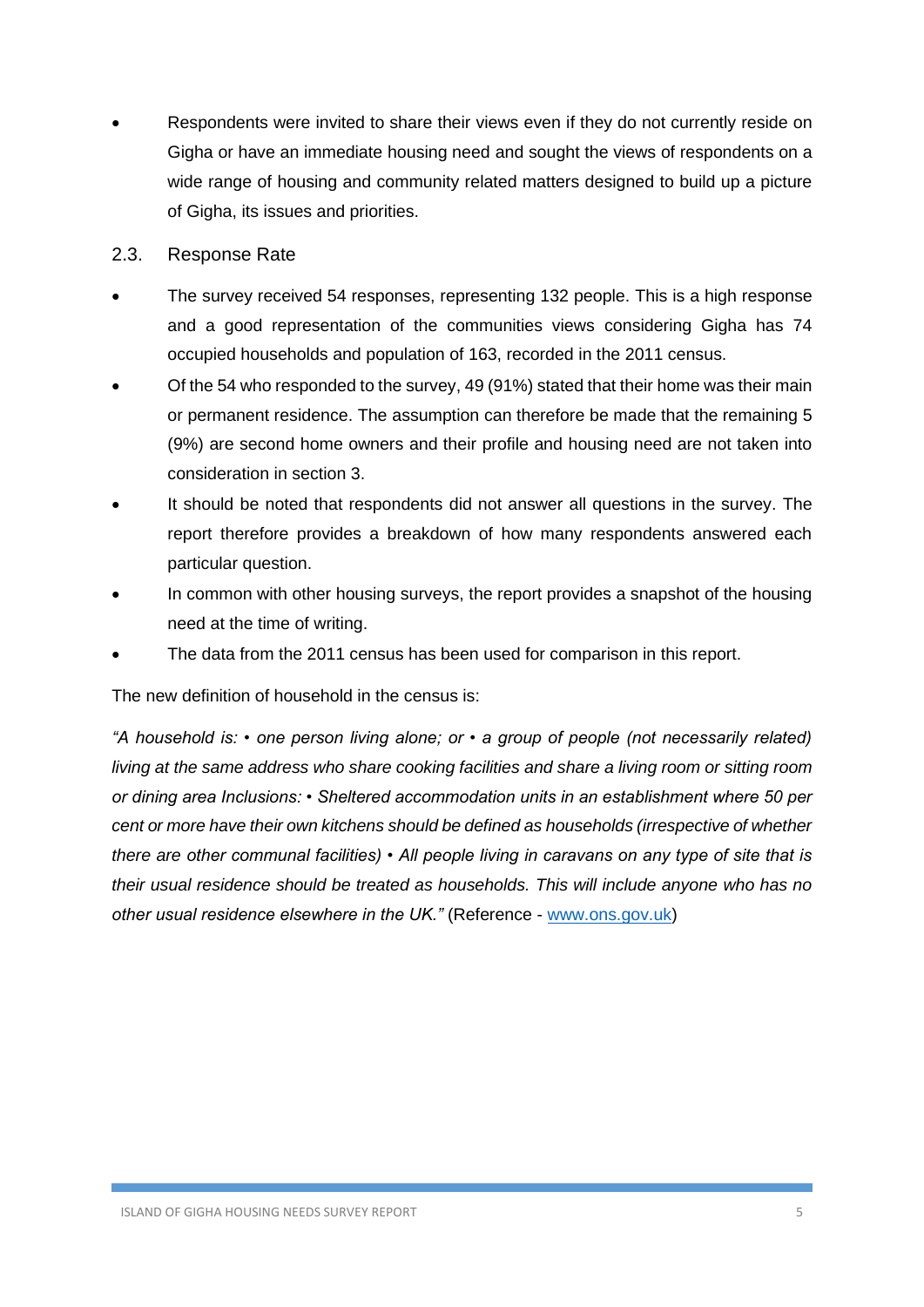- Respondents were invited to share their views even if they do not currently reside on Gigha or have an immediate housing need and sought the views of respondents on a wide range of housing and community related matters designed to build up a picture of Gigha, its issues and priorities.

## 2.3. Response Rate

- The survey received 54 responses, representing 132 people. This is a high response and a good representation of the communities views considering Gigha has 74 occupied households and population of 163, recorded in the 2011 census.
- Of the 54 who responded to the survey, 49 (91%) stated that their home was their main or permanent residence. The assumption can therefore be made that the remaining 5 (9%) are second home owners and their profile and housing need are not taken into consideration in section 3.
- It should be noted that respondents did not answer all questions in the survey. The report therefore provides a breakdown of how many respondents answered each particular question.
- In common with other housing surveys, the report provides a snapshot of the housing need at the time of writing.
- The data from the 2011 census has been used for comparison in this report.

The new definition of household in the census is:

*"A household is: • one person living alone; or • a group of people (not necessarily related) living at the same address who share cooking facilities and share a living room or sitting room or dining area Inclusions: • Sheltered accommodation units in an establishment where 50 per cent or more have their own kitchens should be defined as households (irrespective of whether there are other communal facilities) • All people living in caravans on any type of site that is their usual residence should be treated as households. This will include anyone who has no other usual residence elsewhere in the UK."* (Reference - [www.ons.gov.uk](http://www.ons.gov.uk))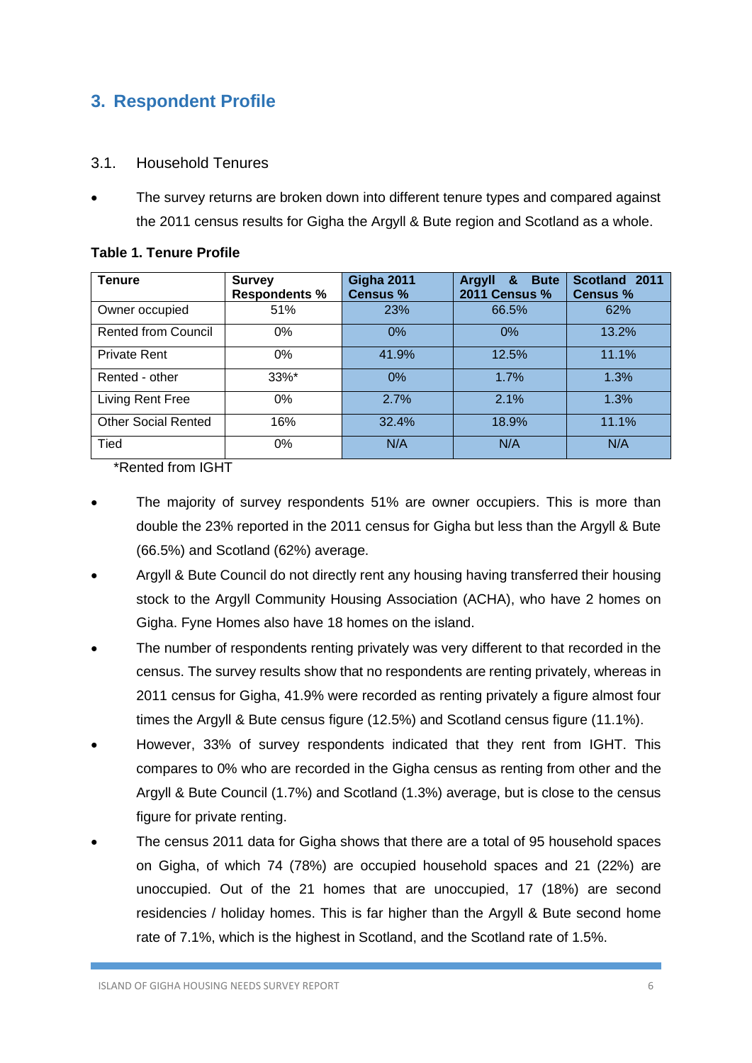## 3. Respondent Profile

### 3.1. Household Tenures

- The survey returns are broken down into different tenure types and compared against the 2011 census results for Gigha the Argyll & Bute region and Scotland as a whole.

**Table 1. Tenure Profile**

| Tenure | Survey Respondents % | Gigha 2011 Census % | Argyll & Bute 2011 Census % | Scotland 2011 Census % |
|---|---|---|---|---|
| Owner occupied | 51% | 23% | 66.5% | 62% |
| Rented from Council | 0% | 0% | 0% | 13.2% |
| Private Rent | 0% | 41.9% | 12.5% | 11.1% |
| Rented - other | 33%* | 0% | 1.7% | 1.3% |
| Living Rent Free | 0% | 2.7% | 2.1% | 1.3% |
| Other Social Rented | 16% | 32.4% | 18.9% | 11.1% |
| Tied | 0% | N/A | N/A | N/A |

*Rented from IGHT

- The majority of survey respondents 51% are owner occupiers. This is more than double the 23% reported in the 2011 census for Gigha but less than the Argyll & Bute (66.5%) and Scotland (62%) average.
- Argyll & Bute Council do not directly rent any housing having transferred their housing stock to the Argyll Community Housing Association (ACHA), who have 2 homes on Gigha. Fyne Homes also have 18 homes on the island.
- The number of respondents renting privately was very different to that recorded in the census. The survey results show that no respondents are renting privately, whereas in 2011 census for Gigha, 41.9% were recorded as renting privately a figure almost four times the Argyll & Bute census figure (12.5%) and Scotland census figure (11.1%).
- However, 33% of survey respondents indicated that they rent from IGHT. This compares to 0% who are recorded in the Gigha census as renting from other and the Argyll & Bute Council (1.7%) and Scotland (1.3%) average, but is close to the census figure for private renting.
- The census 2011 data for Gigha shows that there are a total of 95 household spaces on Gigha, of which 74 (78%) are occupied household spaces and 21 (22%) are unoccupied. Out of the 21 homes that are unoccupied, 17 (18%) are second residencies / holiday homes. This is far higher than the Argyll & Bute second home rate of 7.1%, which is the highest in Scotland, and the Scotland rate of 1.5%.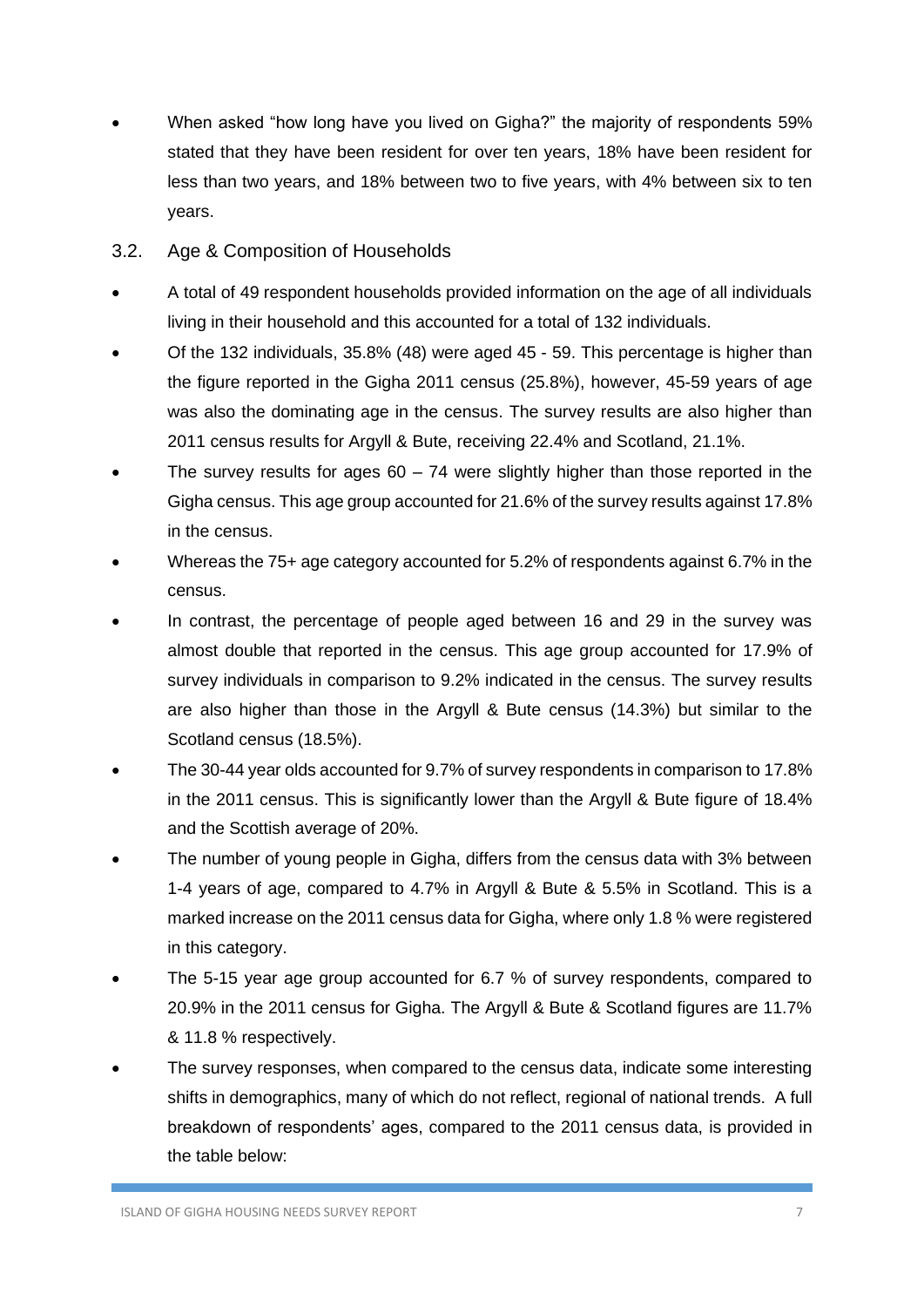- When asked "how long have you lived on Gigha?" the majority of respondents 59% stated that they have been resident for over ten years, 18% have been resident for less than two years, and 18% between two to five years, with 4% between six to ten years.

## 3.2. Age & Composition of Households

- A total of 49 respondent households provided information on the age of all individuals living in their household and this accounted for a total of 132 individuals.
- Of the 132 individuals, 35.8% (48) were aged 45 - 59. This percentage is higher than the figure reported in the Gigha 2011 census (25.8%), however, 45-59 years of age was also the dominating age in the census. The survey results are also higher than 2011 census results for Argyll & Bute, receiving 22.4% and Scotland, 21.1%.
- The survey results for ages 60 – 74 were slightly higher than those reported in the Gigha census. This age group accounted for 21.6% of the survey results against 17.8% in the census.
- Whereas the 75+ age category accounted for 5.2% of respondents against 6.7% in the census.
- In contrast, the percentage of people aged between 16 and 29 in the survey was almost double that reported in the census. This age group accounted for 17.9% of survey individuals in comparison to 9.2% indicated in the census. The survey results are also higher than those in the Argyll & Bute census (14.3%) but similar to the Scotland census (18.5%).
- The 30-44 year olds accounted for 9.7% of survey respondents in comparison to 17.8% in the 2011 census. This is significantly lower than the Argyll & Bute figure of 18.4% and the Scottish average of 20%.
- The number of young people in Gigha, differs from the census data with 3% between 1-4 years of age, compared to 4.7% in Argyll & Bute & 5.5% in Scotland. This is a marked increase on the 2011 census data for Gigha, where only 1.8 % were registered in this category.
- The 5-15 year age group accounted for 6.7 % of survey respondents, compared to 20.9% in the 2011 census for Gigha. The Argyll & Bute & Scotland figures are 11.7% & 11.8 % respectively.
- The survey responses, when compared to the census data, indicate some interesting shifts in demographics, many of which do not reflect, regional of national trends. A full breakdown of respondents' ages, compared to the 2011 census data, is provided in the table below: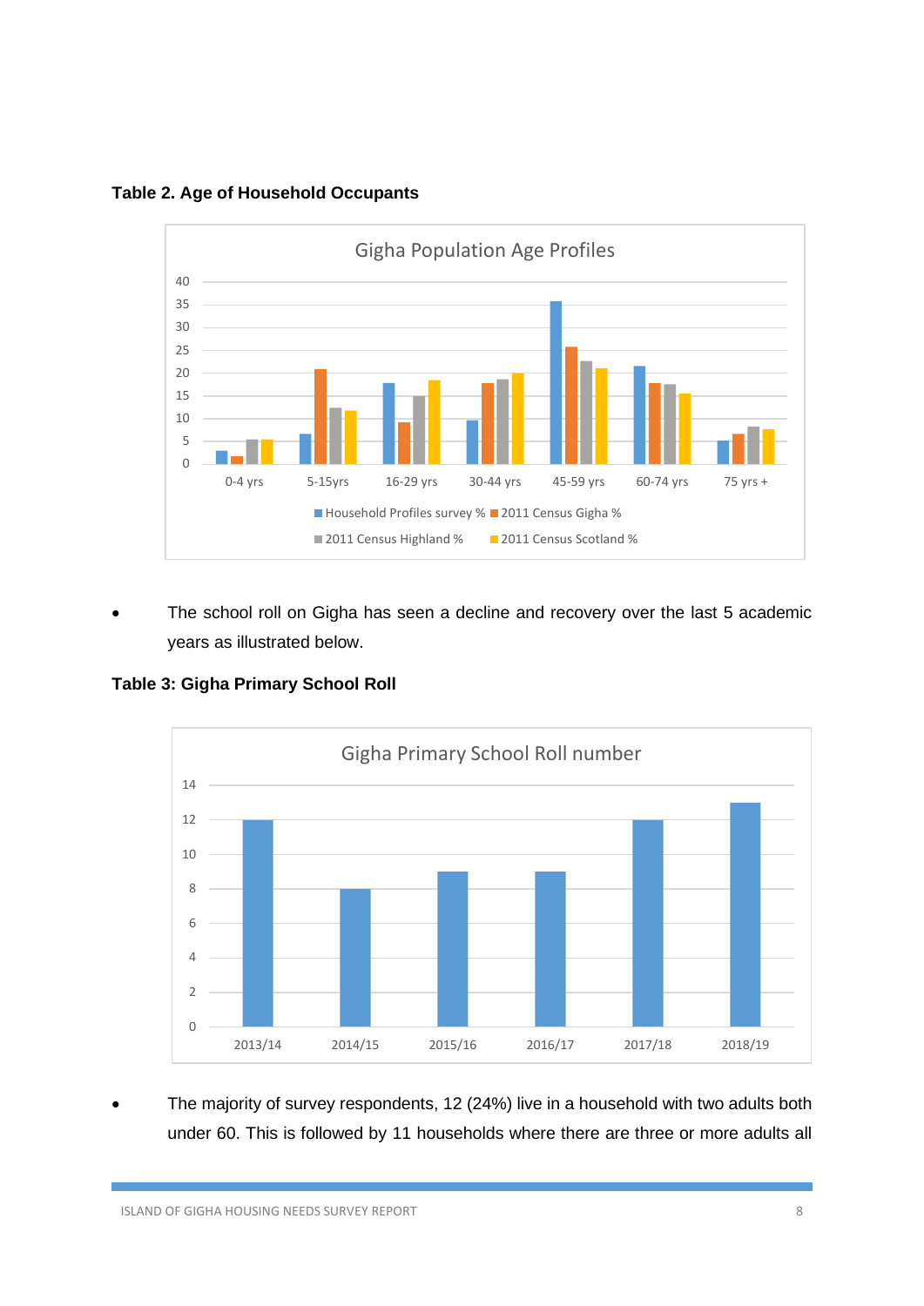**Table 2. Age of Household Occupants**

- The school roll on Gigha has seen a decline and recovery over the last 5 academic years as illustrated below.

**Table 3: Gigha Primary School Roll**

- The majority of survey respondents, 12 (24%) live in a household with two adults both under 60. This is followed by 11 households where there are three or more adults all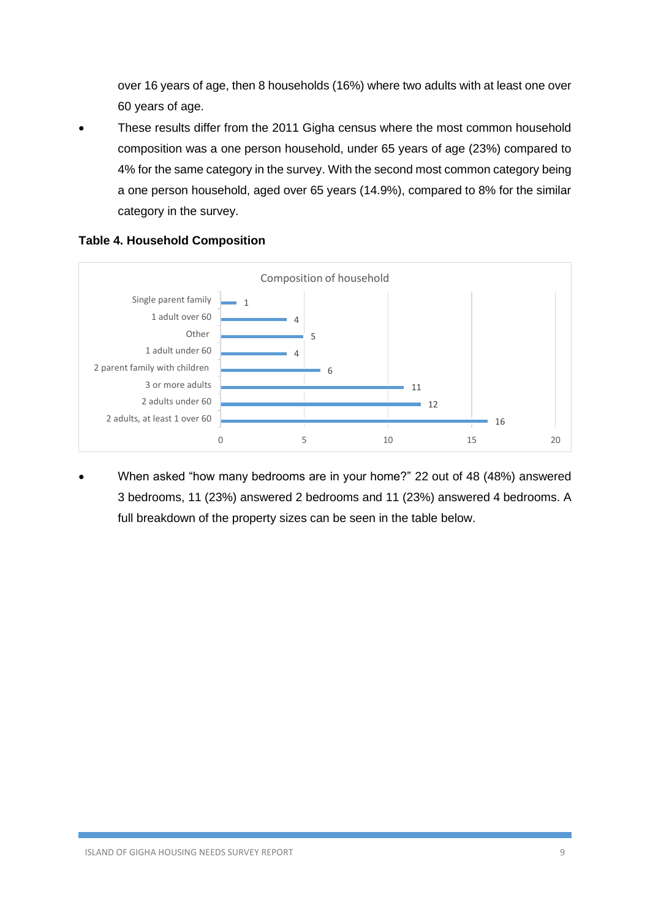over 16 years of age, then 8 households (16%) where two adults with at least one over 60 years of age.

- These results differ from the 2011 Gigha census where the most common household composition was a one person household, under 65 years of age (23%) compared to 4% for the same category in the survey. With the second most common category being a one person household, aged over 65 years (14.9%), compared to 8% for the similar category in the survey.

**Table 4. Household Composition**

Composition of household

| Category | Count |
|---|---|
| Single parent family | 1 |
| 1 adult over 60 | 4 |
| Other | 5 |
| 1 adult under 60 | 4 |
| 2 parent family with children | 6 |
| 3 or more adults | 11 |
| 2 adults under 60 | 12 |
| 2 adults, at least 1 over 60 | 16 |

- When asked "how many bedrooms are in your home?" 22 out of 48 (48%) answered 3 bedrooms, 11 (23%) answered 2 bedrooms and 11 (23%) answered 4 bedrooms. A full breakdown of the property sizes can be seen in the table below.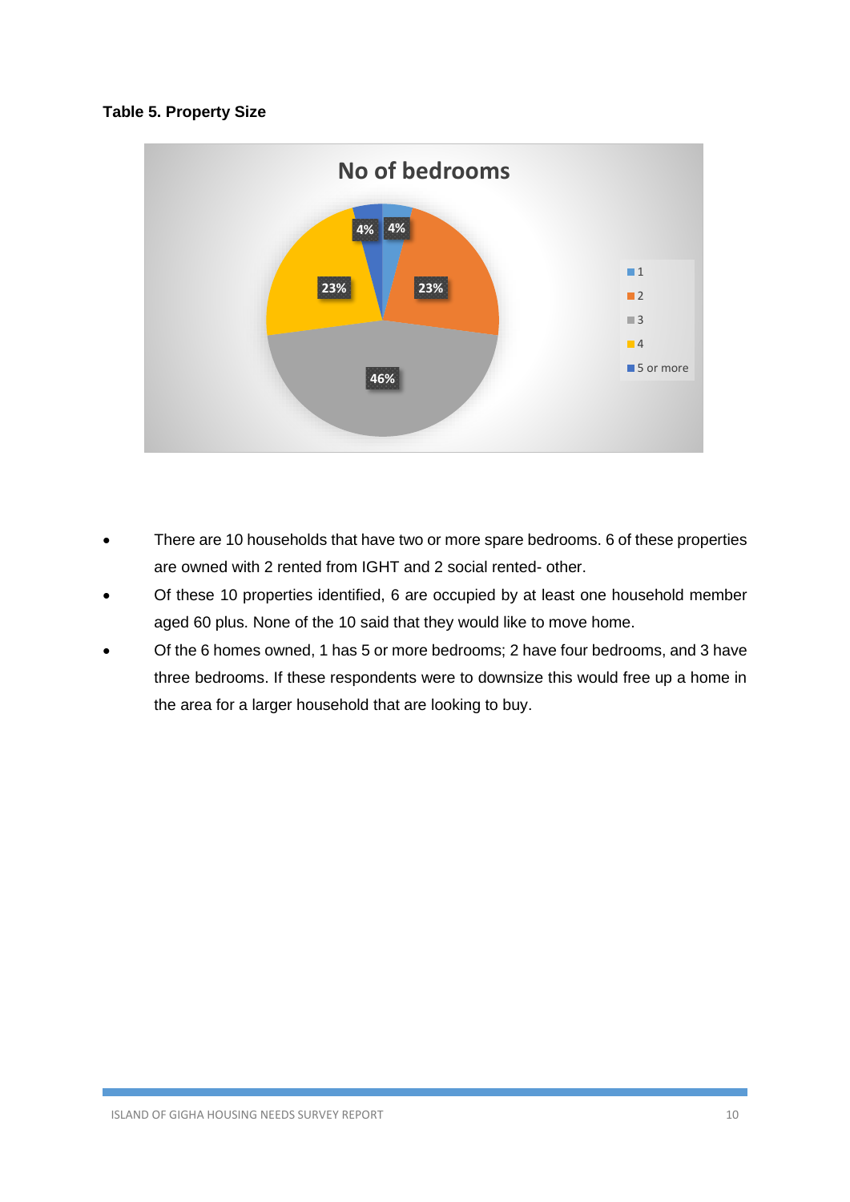**Table 5. Property Size**

No of bedrooms

| No of bedrooms | % |
|---|---|
| 1 | 4% |
| 2 | 23% |
| 3 | 46% |
| 4 | 23% |
| 5 or more | 4% |

- There are 10 households that have two or more spare bedrooms. 6 of these properties are owned with 2 rented from IGHT and 2 social rented- other.
- Of these 10 properties identified, 6 are occupied by at least one household member aged 60 plus. None of the 10 said that they would like to move home.
- Of the 6 homes owned, 1 has 5 or more bedrooms; 2 have four bedrooms, and 3 have three bedrooms. If these respondents were to downsize this would free up a home in the area for a larger household that are looking to buy.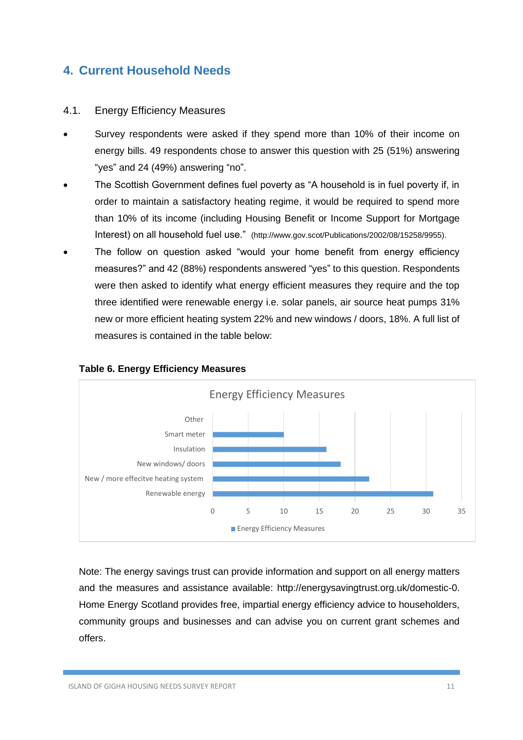# 4. Current Household Needs

## 4.1. Energy Efficiency Measures

- Survey respondents were asked if they spend more than 10% of their income on energy bills. 49 respondents chose to answer this question with 25 (51%) answering "yes" and 24 (49%) answering "no".
- The Scottish Government defines fuel poverty as "A household is in fuel poverty if, in order to maintain a satisfactory heating regime, it would be required to spend more than 10% of its income (including Housing Benefit or Income Support for Mortgage Interest) on all household fuel use." (http://www.gov.scot/Publications/2002/08/15258/9955).
- The follow on question asked "would your home benefit from energy efficiency measures?" and 42 (88%) respondents answered "yes" to this question. Respondents were then asked to identify what energy efficient measures they require and the top three identified were renewable energy i.e. solar panels, air source heat pumps 31% new or more efficient heating system 22% and new windows / doors, 18%. A full list of measures is contained in the table below:

**Table 6. Energy Efficiency Measures**

Energy Efficiency Measures

| Measure | Energy Efficiency Measures |
|---|---|
| Other | 0 |
| Smart meter | 10 |
| Insulation | 16 |
| New windows/ doors | 18 |
| New / more effecitve heating system | 22 |
| Renewable energy | 31 |

Note: The energy savings trust can provide information and support on all energy matters and the measures and assistance available: http://energysavingtrust.org.uk/domestic-0. Home Energy Scotland provides free, impartial energy efficiency advice to householders, community groups and businesses and can advise you on current grant schemes and offers.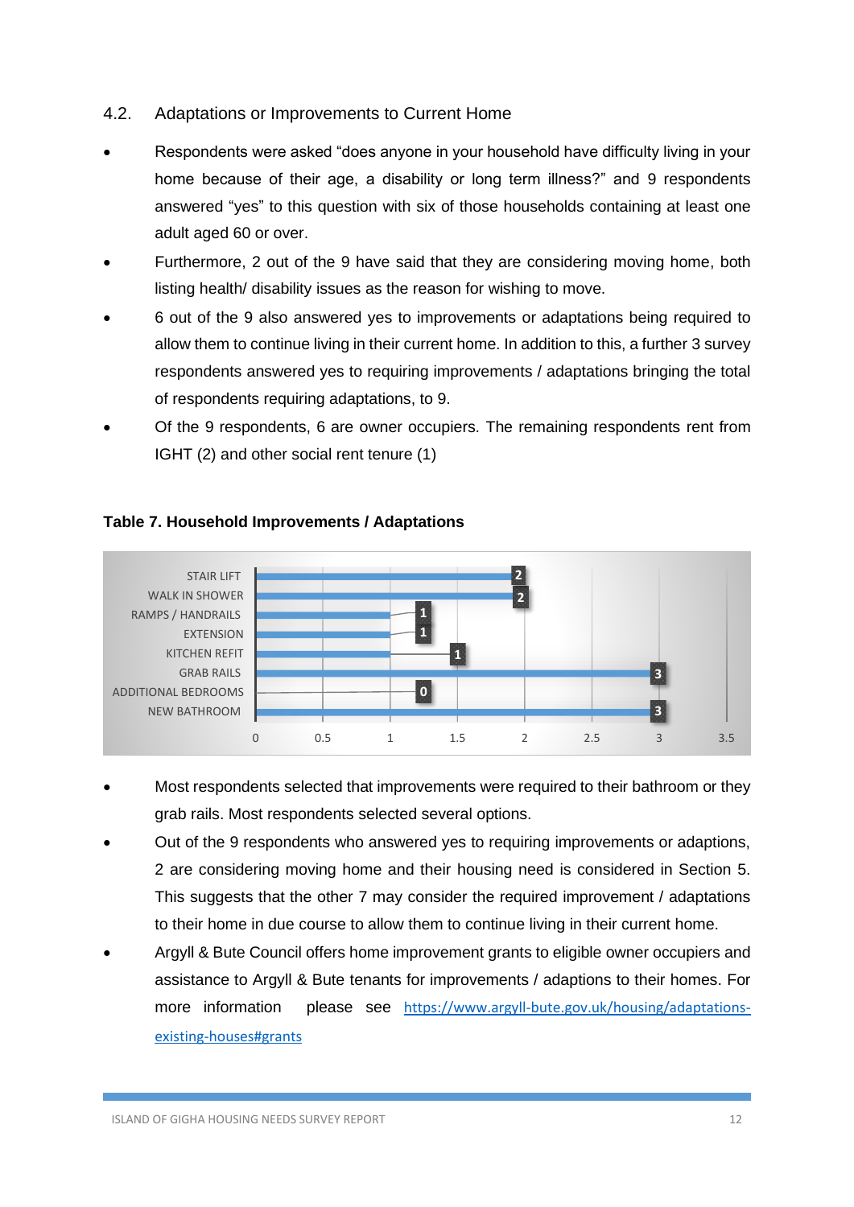## 4.2. Adaptations or Improvements to Current Home

- Respondents were asked "does anyone in your household have difficulty living in your home because of their age, a disability or long term illness?" and 9 respondents answered "yes" to this question with six of those households containing at least one adult aged 60 or over.
- Furthermore, 2 out of the 9 have said that they are considering moving home, both listing health/ disability issues as the reason for wishing to move.
- 6 out of the 9 also answered yes to improvements or adaptations being required to allow them to continue living in their current home. In addition to this, a further 3 survey respondents answered yes to requiring improvements / adaptations bringing the total of respondents requiring adaptations, to 9.
- Of the 9 respondents, 6 are owner occupiers. The remaining respondents rent from IGHT (2) and other social rent tenure (1)

**Table 7. Household Improvements / Adaptations**

| Improvement / Adaptation | Count |
|---|---|
| STAIR LIFT | 2 |
| WALK IN SHOWER | 2 |
| RAMPS / HANDRAILS | 1 |
| EXTENSION | 1 |
| KITCHEN REFIT | 1 |
| GRAB RAILS | 3 |
| ADDITIONAL BEDROOMS | 0 |
| NEW BATHROOM | 3 |

- Most respondents selected that improvements were required to their bathroom or they grab rails. Most respondents selected several options.
- Out of the 9 respondents who answered yes to requiring improvements or adaptions, 2 are considering moving home and their housing need is considered in Section 5. This suggests that the other 7 may consider the required improvement / adaptations to their home in due course to allow them to continue living in their current home.
- Argyll & Bute Council offers home improvement grants to eligible owner occupiers and assistance to Argyll & Bute tenants for improvements / adaptions to their homes. For more information please see https://www.argyll-bute.gov.uk/housing/adaptations-existing-houses#grants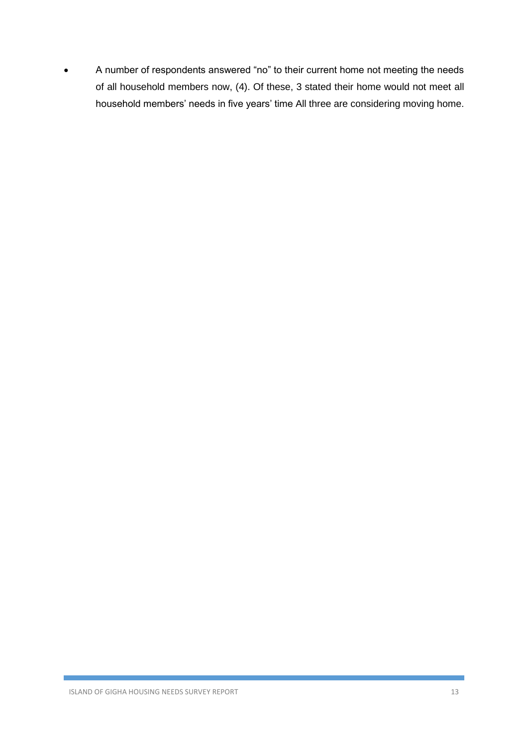- A number of respondents answered "no" to their current home not meeting the needs of all household members now, (4). Of these, 3 stated their home would not meet all household members' needs in five years' time All three are considering moving home.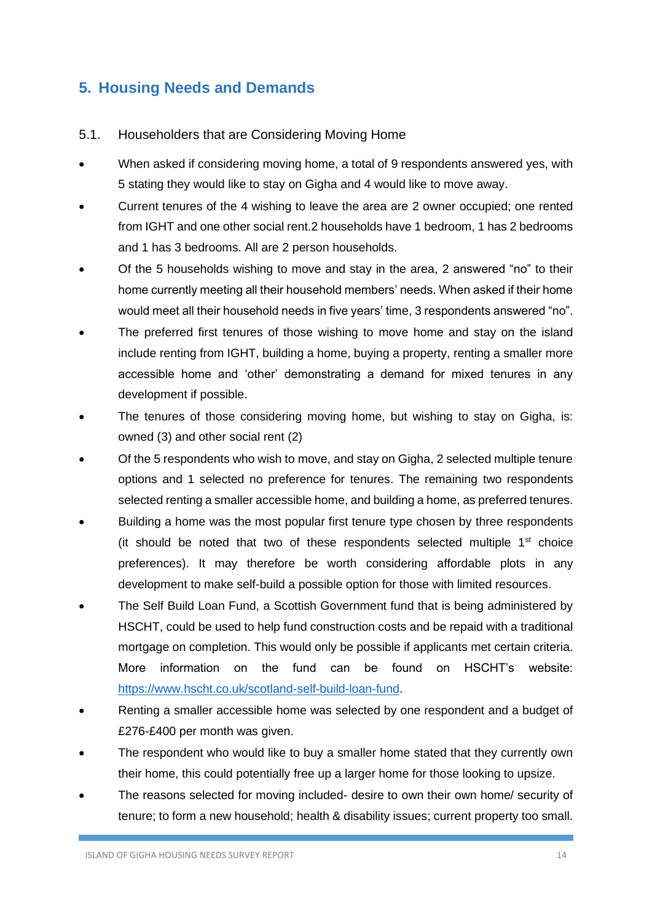## 5. Housing Needs and Demands

### 5.1. Householders that are Considering Moving Home

- When asked if considering moving home, a total of 9 respondents answered yes, with 5 stating they would like to stay on Gigha and 4 would like to move away.
- Current tenures of the 4 wishing to leave the area are 2 owner occupied; one rented from IGHT and one other social rent.2 households have 1 bedroom, 1 has 2 bedrooms and 1 has 3 bedrooms. All are 2 person households.
- Of the 5 households wishing to move and stay in the area, 2 answered "no" to their home currently meeting all their household members' needs. When asked if their home would meet all their household needs in five years' time, 3 respondents answered "no".
- The preferred first tenures of those wishing to move home and stay on the island include renting from IGHT, building a home, buying a property, renting a smaller more accessible home and 'other' demonstrating a demand for mixed tenures in any development if possible.
- The tenures of those considering moving home, but wishing to stay on Gigha, is: owned (3) and other social rent (2)
- Of the 5 respondents who wish to move, and stay on Gigha, 2 selected multiple tenure options and 1 selected no preference for tenures. The remaining two respondents selected renting a smaller accessible home, and building a home, as preferred tenures.
- Building a home was the most popular first tenure type chosen by three respondents (it should be noted that two of these respondents selected multiple 1st choice preferences). It may therefore be worth considering affordable plots in any development to make self-build a possible option for those with limited resources.
- The Self Build Loan Fund, a Scottish Government fund that is being administered by HSCHT, could be used to help fund construction costs and be repaid with a traditional mortgage on completion. This would only be possible if applicants met certain criteria. More information on the fund can be found on HSCHT's website: https://www.hscht.co.uk/scotland-self-build-loan-fund.
- Renting a smaller accessible home was selected by one respondent and a budget of £276-£400 per month was given.
- The respondent who would like to buy a smaller home stated that they currently own their home, this could potentially free up a larger home for those looking to upsize.
- The reasons selected for moving included- desire to own their own home/ security of tenure; to form a new household; health & disability issues; current property too small.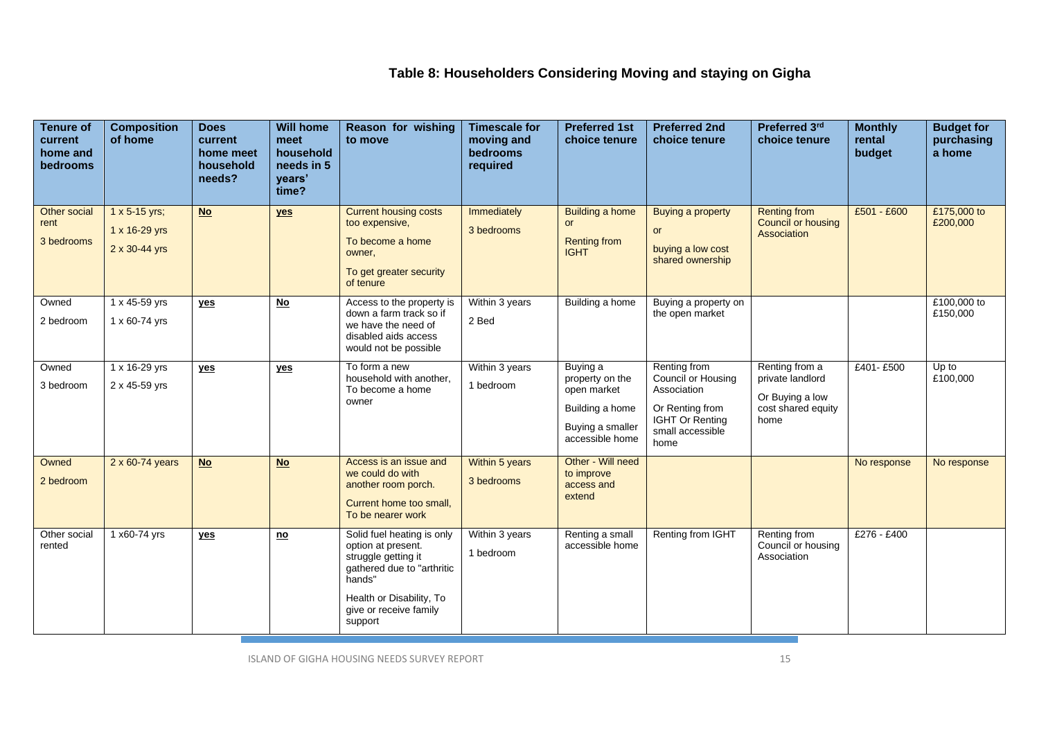# Table 8: Householders Considering Moving and staying on Gigha

| Tenure of current home and bedrooms | Composition of home | Does current home meet household needs? | Will home meet household needs in 5 years' time? | Reason for wishing to move | Timescale for moving and bedrooms required | Preferred 1st choice tenure | Preferred 2nd choice tenure | Preferred 3rd choice tenure | Monthly rental budget | Budget for purchasing a home |
|---|---|---|---|---|---|---|---|---|---|---|
| Other social rent<br>3 bedrooms | 1 x 5-15 yrs;<br>1 x 16-29 yrs<br>2 x 30-44 yrs | **No** | **yes** | Current housing costs too expensive,<br>To become a home owner,<br>To get greater security of tenure | Immediately<br>3 bedrooms | Building a home or<br>Renting from IGHT | Buying a property<br>or<br>buying a low cost shared ownership | Renting from Council or housing Association | £501 - £600 | £175,000 to £200,000 |
| Owned<br>2 bedroom | 1 x 45-59 yrs<br>1 x 60-74 yrs | **yes** | **No** | Access to the property is down a farm track so if we have the need of disabled aids access would not be possible | Within 3 years<br>2 Bed | Building a home | Buying a property on the open market | | | £100,000 to £150,000 |
| Owned<br>3 bedroom | 1 x 16-29 yrs<br>2 x 45-59 yrs | **yes** | **yes** | To form a new household with another, To become a home owner | Within 3 years<br>1 bedroom | Buying a property on the open market<br>Building a home<br>Buying a smaller accessible home | Renting from Council or Housing Association<br>Or Renting from IGHT Or Renting small accessible home | Renting from a private landlord<br>Or Buying a low cost shared equity home | £401- £500 | Up to £100,000 |
| Owned<br>2 bedroom | 2 x 60-74 years | **No** | **No** | Access is an issue and we could do with another room porch.<br>Current home too small, To be nearer work | Within 5 years<br>3 bedrooms | Other - Will need to improve access and extend | | | No response | No response |
| Other social rented | 1 x60-74 yrs | **yes** | **no** | Solid fuel heating is only option at present. struggle getting it gathered due to "arthritic hands"<br>Health or Disability, To give or receive family support | Within 3 years<br>1 bedroom | Renting a small accessible home | Renting from IGHT | Renting from Council or housing Association | £276 - £400 | |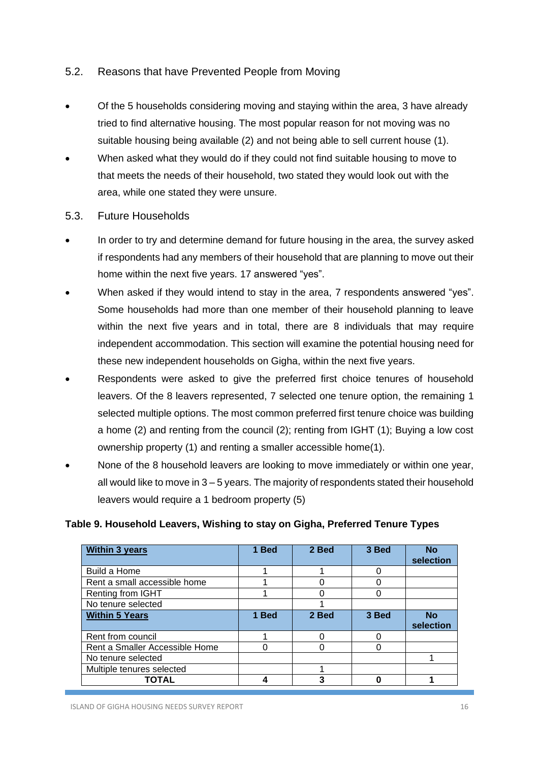## 5.2. Reasons that have Prevented People from Moving

- Of the 5 households considering moving and staying within the area, 3 have already tried to find alternative housing. The most popular reason for not moving was no suitable housing being available (2) and not being able to sell current house (1).
- When asked what they would do if they could not find suitable housing to move to that meets the needs of their household, two stated they would look out with the area, while one stated they were unsure.

## 5.3. Future Households

- In order to try and determine demand for future housing in the area, the survey asked if respondents had any members of their household that are planning to move out their home within the next five years. 17 answered "yes".
- When asked if they would intend to stay in the area, 7 respondents answered "yes". Some households had more than one member of their household planning to leave within the next five years and in total, there are 8 individuals that may require independent accommodation. This section will examine the potential housing need for these new independent households on Gigha, within the next five years.
- Respondents were asked to give the preferred first choice tenures of household leavers. Of the 8 leavers represented, 7 selected one tenure option, the remaining 1 selected multiple options. The most common preferred first tenure choice was building a home (2) and renting from the council (2); renting from IGHT (1); Buying a low cost ownership property (1) and renting a smaller accessible home(1).
- None of the 8 household leavers are looking to move immediately or within one year, all would like to move in 3 – 5 years. The majority of respondents stated their household leavers would require a 1 bedroom property (5)

**Table 9. Household Leavers, Wishing to stay on Gigha, Preferred Tenure Types**

| **Within 3 years** | **1 Bed** | **2 Bed** | **3 Bed** | **No selection** |
|---|---|---|---|---|
| Build a Home | 1 | 1 | 0 | |
| Rent a small accessible home | 1 | 0 | 0 | |
| Renting from IGHT | 1 | 0 | 0 | |
| No tenure selected | | 1 | | |
| **Within 5 Years** | **1 Bed** | **2 Bed** | **3 Bed** | **No selection** |
| Rent from council | 1 | 0 | 0 | |
| Rent a Smaller Accessible Home | 0 | 0 | 0 | |
| No tenure selected | | | | 1 |
| Multiple tenures selected | | 1 | | |
| **TOTAL** | **4** | **3** | **0** | **1** |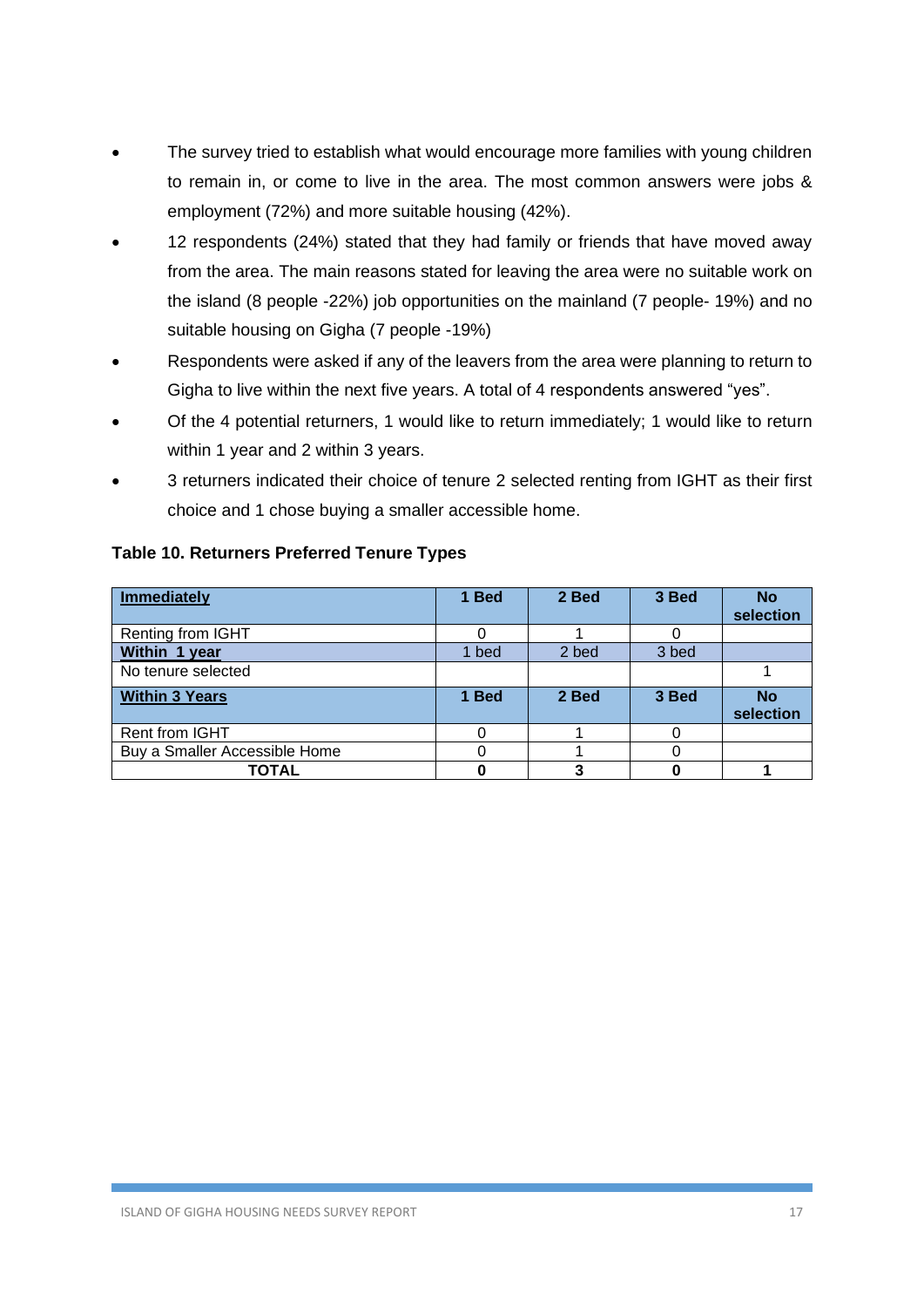- The survey tried to establish what would encourage more families with young children to remain in, or come to live in the area. The most common answers were jobs & employment (72%) and more suitable housing (42%).
- 12 respondents (24%) stated that they had family or friends that have moved away from the area. The main reasons stated for leaving the area were no suitable work on the island (8 people -22%) job opportunities on the mainland (7 people- 19%) and no suitable housing on Gigha (7 people -19%)
- Respondents were asked if any of the leavers from the area were planning to return to Gigha to live within the next five years. A total of 4 respondents answered "yes".
- Of the 4 potential returners, 1 would like to return immediately; 1 would like to return within 1 year and 2 within 3 years.
- 3 returners indicated their choice of tenure 2 selected renting from IGHT as their first choice and 1 chose buying a smaller accessible home.

**Table 10. Returners Preferred Tenure Types**

| **Immediately** | **1 Bed** | **2 Bed** | **3 Bed** | **No selection** |
|---|---|---|---|---|
| Renting from IGHT | 0 | 1 | 0 | |
| **Within 1 year** | 1 bed | 2 bed | 3 bed | |
| No tenure selected | | | | 1 |
| **Within 3 Years** | **1 Bed** | **2 Bed** | **3 Bed** | **No selection** |
| Rent from IGHT | 0 | 1 | 0 | |
| Buy a Smaller Accessible Home | 0 | 1 | 0 | |
| **TOTAL** | **0** | **3** | **0** | **1** |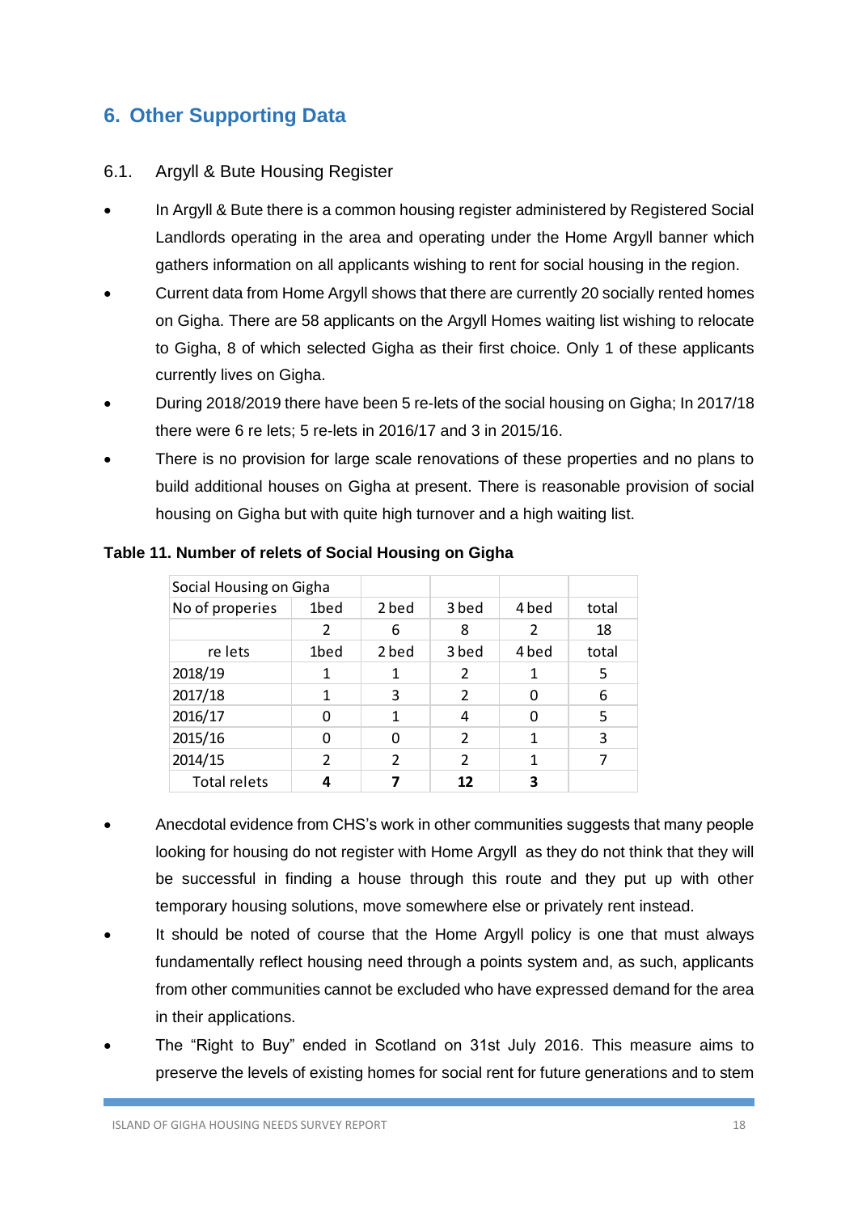## 6. Other Supporting Data

### 6.1. Argyll & Bute Housing Register

- In Argyll & Bute there is a common housing register administered by Registered Social Landlords operating in the area and operating under the Home Argyll banner which gathers information on all applicants wishing to rent for social housing in the region.
- Current data from Home Argyll shows that there are currently 20 socially rented homes on Gigha. There are 58 applicants on the Argyll Homes waiting list wishing to relocate to Gigha, 8 of which selected Gigha as their first choice. Only 1 of these applicants currently lives on Gigha.
- During 2018/2019 there have been 5 re-lets of the social housing on Gigha; In 2017/18 there were 6 re lets; 5 re-lets in 2016/17 and 3 in 2015/16.
- There is no provision for large scale renovations of these properties and no plans to build additional houses on Gigha at present. There is reasonable provision of social housing on Gigha but with quite high turnover and a high waiting list.

**Table 11. Number of relets of Social Housing on Gigha**

| Social Housing on Gigha | | | | | |
|---|---|---|---|---|---|
| No of properies | 1bed | 2 bed | 3 bed | 4 bed | total |
| | 2 | 6 | 8 | 2 | 18 |
| re lets | 1bed | 2 bed | 3 bed | 4 bed | total |
| 2018/19 | 1 | 1 | 2 | 1 | 5 |
| 2017/18 | 1 | 3 | 2 | 0 | 6 |
| 2016/17 | 0 | 1 | 4 | 0 | 5 |
| 2015/16 | 0 | 0 | 2 | 1 | 3 |
| 2014/15 | 2 | 2 | 2 | 1 | 7 |
| Total relets | **4** | **7** | **12** | **3** | |

- Anecdotal evidence from CHS's work in other communities suggests that many people looking for housing do not register with Home Argyll as they do not think that they will be successful in finding a house through this route and they put up with other temporary housing solutions, move somewhere else or privately rent instead.
- It should be noted of course that the Home Argyll policy is one that must always fundamentally reflect housing need through a points system and, as such, applicants from other communities cannot be excluded who have expressed demand for the area in their applications.
- The "Right to Buy" ended in Scotland on 31st July 2016. This measure aims to preserve the levels of existing homes for social rent for future generations and to stem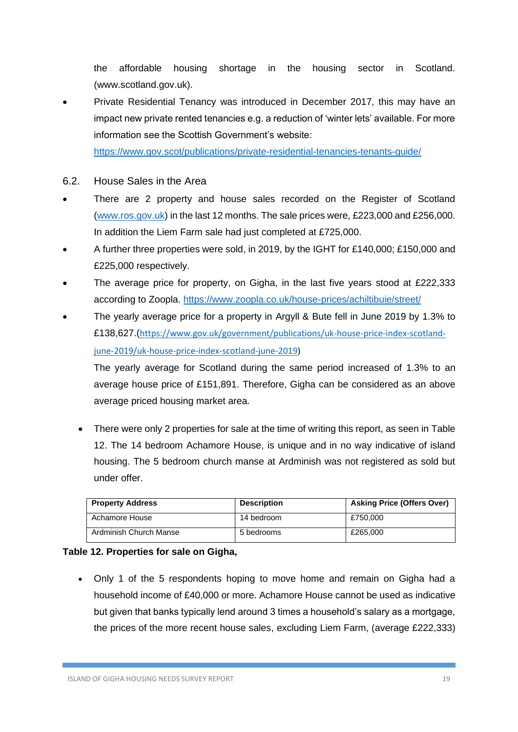the affordable housing shortage in the housing sector in Scotland. (www.scotland.gov.uk).

- Private Residential Tenancy was introduced in December 2017, this may have an impact new private rented tenancies e.g. a reduction of 'winter lets' available. For more information see the Scottish Government's website: https://www.gov.scot/publications/private-residential-tenancies-tenants-guide/

6.2. House Sales in the Area

- There are 2 property and house sales recorded on the Register of Scotland (www.ros.gov.uk) in the last 12 months. The sale prices were, £223,000 and £256,000. In addition the Liem Farm sale had just completed at £725,000.
- A further three properties were sold, in 2019, by the IGHT for £140,000; £150,000 and £225,000 respectively.
- The average price for property, on Gigha, in the last five years stood at £222,333 according to Zoopla. https://www.zoopla.co.uk/house-prices/achiltibuie/street/
- The yearly average price for a property in Argyll & Bute fell in June 2019 by 1.3% to £138,627.(https://www.gov.uk/government/publications/uk-house-price-index-scotland-june-2019/uk-house-price-index-scotland-june-2019)

  The yearly average for Scotland during the same period increased of 1.3% to an average house price of £151,891. Therefore, Gigha can be considered as an above average priced housing market area.

- There were only 2 properties for sale at the time of writing this report, as seen in Table 12. The 14 bedroom Achamore House, is unique and in no way indicative of island housing. The 5 bedroom church manse at Ardminish was not registered as sold but under offer.

| Property Address | Description | Asking Price (Offers Over) |
|---|---|---|
| Achamore House | 14 bedroom | £750,000 |
| Ardminish Church Manse | 5 bedrooms | £265,000 |

**Table 12. Properties for sale on Gigha,**

- Only 1 of the 5 respondents hoping to move home and remain on Gigha had a household income of £40,000 or more. Achamore House cannot be used as indicative but given that banks typically lend around 3 times a household's salary as a mortgage, the prices of the more recent house sales, excluding Liem Farm, (average £222,333)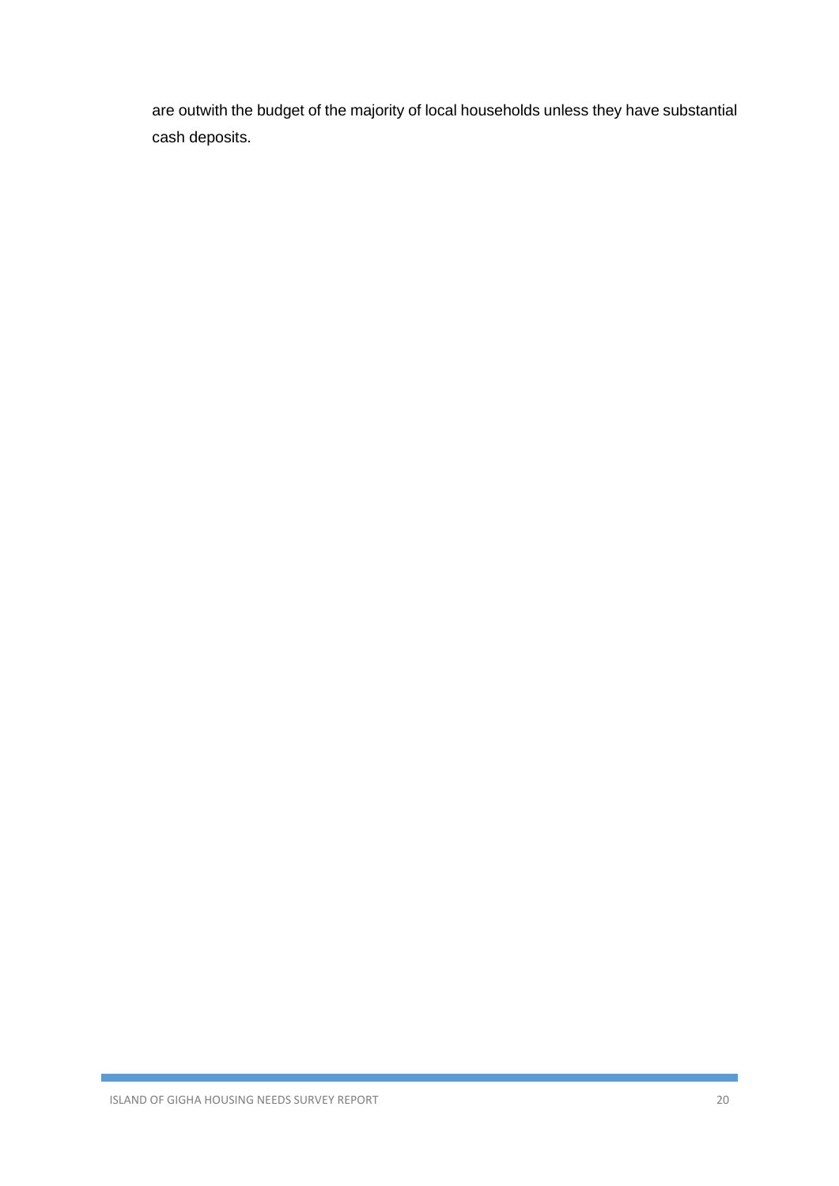are outwith the budget of the majority of local households unless they have substantial cash deposits.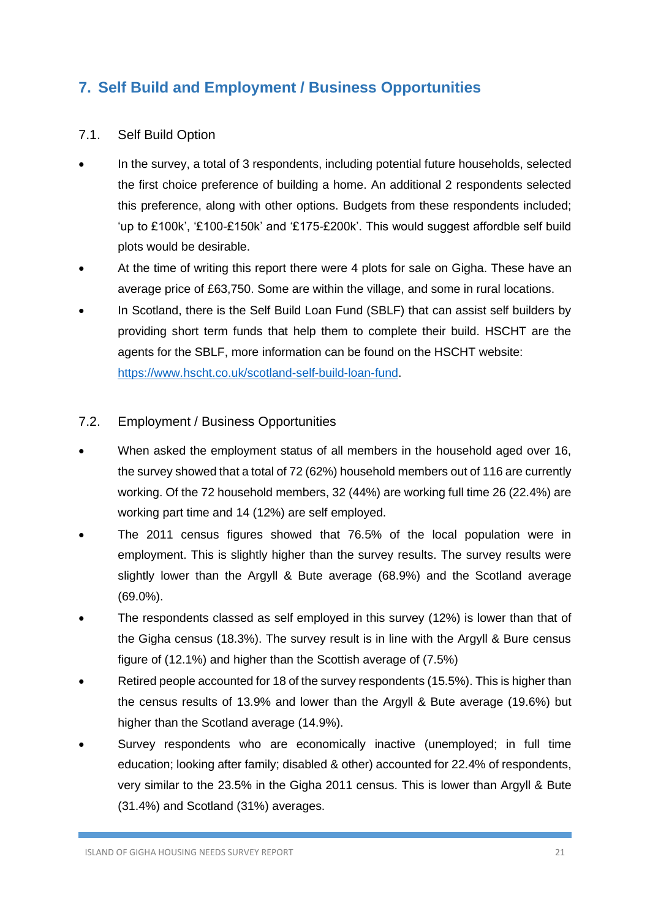## 7. Self Build and Employment / Business Opportunities

### 7.1. Self Build Option

- In the survey, a total of 3 respondents, including potential future households, selected the first choice preference of building a home. An additional 2 respondents selected this preference, along with other options. Budgets from these respondents included; 'up to £100k', '£100-£150k' and '£175-£200k'. This would suggest affordble self build plots would be desirable.
- At the time of writing this report there were 4 plots for sale on Gigha. These have an average price of £63,750. Some are within the village, and some in rural locations.
- In Scotland, there is the Self Build Loan Fund (SBLF) that can assist self builders by providing short term funds that help them to complete their build. HSCHT are the agents for the SBLF, more information can be found on the HSCHT website: [https://www.hscht.co.uk/scotland-self-build-loan-fund](https://www.hscht.co.uk/scotland-self-build-loan-fund).

### 7.2. Employment / Business Opportunities

- When asked the employment status of all members in the household aged over 16, the survey showed that a total of 72 (62%) household members out of 116 are currently working. Of the 72 household members, 32 (44%) are working full time 26 (22.4%) are working part time and 14 (12%) are self employed.
- The 2011 census figures showed that 76.5% of the local population were in employment. This is slightly higher than the survey results. The survey results were slightly lower than the Argyll & Bute average (68.9%) and the Scotland average (69.0%).
- The respondents classed as self employed in this survey (12%) is lower than that of the Gigha census (18.3%). The survey result is in line with the Argyll & Bure census figure of (12.1%) and higher than the Scottish average of (7.5%)
- Retired people accounted for 18 of the survey respondents (15.5%). This is higher than the census results of 13.9% and lower than the Argyll & Bute average (19.6%) but higher than the Scotland average (14.9%).
- Survey respondents who are economically inactive (unemployed; in full time education; looking after family; disabled & other) accounted for 22.4% of respondents, very similar to the 23.5% in the Gigha 2011 census. This is lower than Argyll & Bute (31.4%) and Scotland (31%) averages.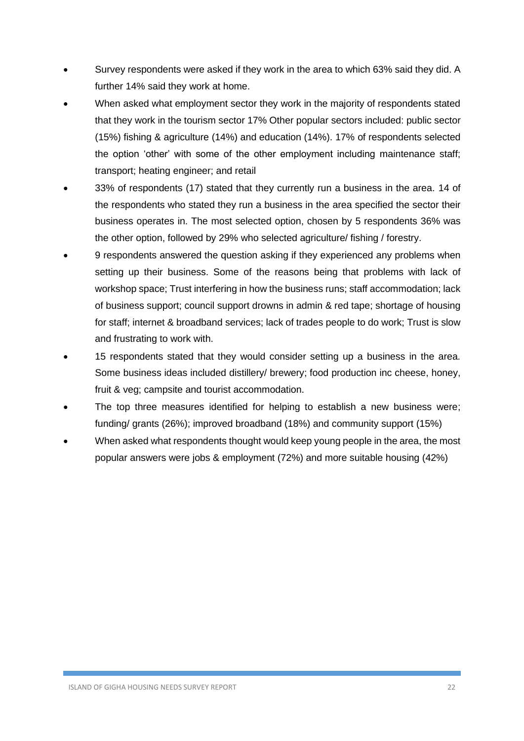- Survey respondents were asked if they work in the area to which 63% said they did. A further 14% said they work at home.
- When asked what employment sector they work in the majority of respondents stated that they work in the tourism sector 17% Other popular sectors included: public sector (15%) fishing & agriculture (14%) and education (14%). 17% of respondents selected the option 'other' with some of the other employment including maintenance staff; transport; heating engineer; and retail
- 33% of respondents (17) stated that they currently run a business in the area. 14 of the respondents who stated they run a business in the area specified the sector their business operates in. The most selected option, chosen by 5 respondents 36% was the other option, followed by 29% who selected agriculture/ fishing / forestry.
- 9 respondents answered the question asking if they experienced any problems when setting up their business. Some of the reasons being that problems with lack of workshop space; Trust interfering in how the business runs; staff accommodation; lack of business support; council support drowns in admin & red tape; shortage of housing for staff; internet & broadband services; lack of trades people to do work; Trust is slow and frustrating to work with.
- 15 respondents stated that they would consider setting up a business in the area. Some business ideas included distillery/ brewery; food production inc cheese, honey, fruit & veg; campsite and tourist accommodation.
- The top three measures identified for helping to establish a new business were; funding/ grants (26%); improved broadband (18%) and community support (15%)
- When asked what respondents thought would keep young people in the area, the most popular answers were jobs & employment (72%) and more suitable housing (42%)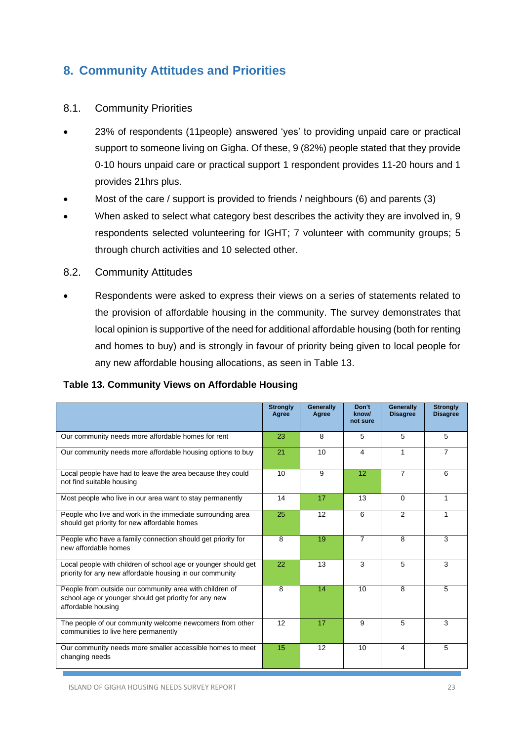## 8. Community Attitudes and Priorities

### 8.1. Community Priorities

- 23% of respondents (11people) answered 'yes' to providing unpaid care or practical support to someone living on Gigha. Of these, 9 (82%) people stated that they provide 0-10 hours unpaid care or practical support 1 respondent provides 11-20 hours and 1 provides 21hrs plus.
- Most of the care / support is provided to friends / neighbours (6) and parents (3)
- When asked to select what category best describes the activity they are involved in, 9 respondents selected volunteering for IGHT; 7 volunteer with community groups; 5 through church activities and 10 selected other.

### 8.2. Community Attitudes

- Respondents were asked to express their views on a series of statements related to the provision of affordable housing in the community. The survey demonstrates that local opinion is supportive of the need for additional affordable housing (both for renting and homes to buy) and is strongly in favour of priority being given to local people for any new affordable housing allocations, as seen in Table 13.

**Table 13. Community Views on Affordable Housing**

| | Strongly Agree | Generally Agree | Don't know/ not sure | Generally Disagree | Strongly Disagree |
|---|---|---|---|---|---|
| Our community needs more affordable homes for rent | 23 | 8 | 5 | 5 | 5 |
| Our community needs more affordable housing options to buy | 21 | 10 | 4 | 1 | 7 |
| Local people have had to leave the area because they could not find suitable housing | 10 | 9 | 12 | 7 | 6 |
| Most people who live in our area want to stay permanently | 14 | 17 | 13 | 0 | 1 |
| People who live and work in the immediate surrounding area should get priority for new affordable homes | 25 | 12 | 6 | 2 | 1 |
| People who have a family connection should get priority for new affordable homes | 8 | 19 | 7 | 8 | 3 |
| Local people with children of school age or younger should get priority for any new affordable housing in our community | 22 | 13 | 3 | 5 | 3 |
| People from outside our community area with children of school age or younger should get priority for any new affordable housing | 8 | 14 | 10 | 8 | 5 |
| The people of our community welcome newcomers from other communities to live here permanently | 12 | 17 | 9 | 5 | 3 |
| Our community needs more smaller accessible homes to meet changing needs | 15 | 12 | 10 | 4 | 5 |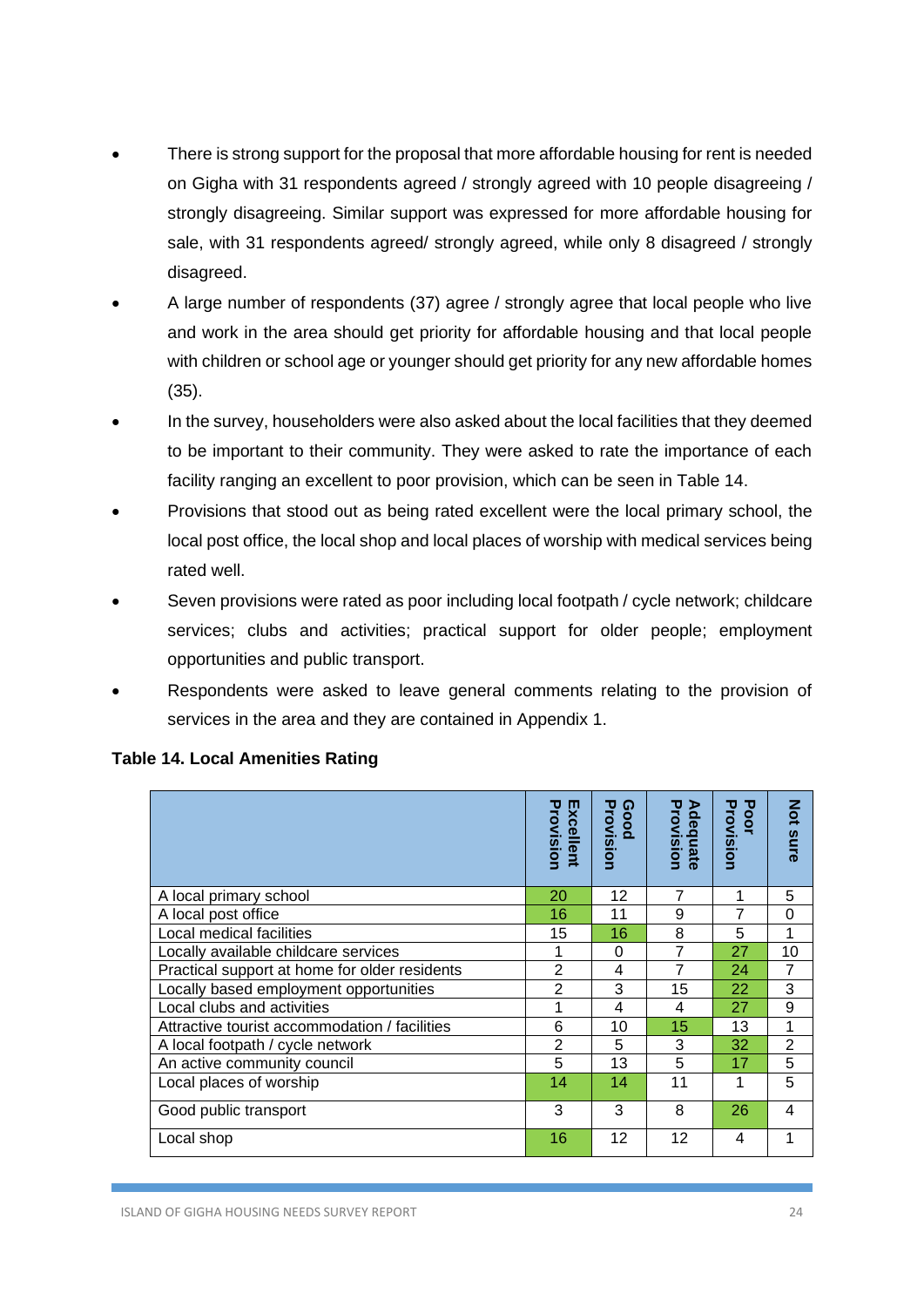- There is strong support for the proposal that more affordable housing for rent is needed on Gigha with 31 respondents agreed / strongly agreed with 10 people disagreeing / strongly disagreeing. Similar support was expressed for more affordable housing for sale, with 31 respondents agreed/ strongly agreed, while only 8 disagreed / strongly disagreed.
- A large number of respondents (37) agree / strongly agree that local people who live and work in the area should get priority for affordable housing and that local people with children or school age or younger should get priority for any new affordable homes (35).
- In the survey, householders were also asked about the local facilities that they deemed to be important to their community. They were asked to rate the importance of each facility ranging an excellent to poor provision, which can be seen in Table 14.
- Provisions that stood out as being rated excellent were the local primary school, the local post office, the local shop and local places of worship with medical services being rated well.
- Seven provisions were rated as poor including local footpath / cycle network; childcare services; clubs and activities; practical support for older people; employment opportunities and public transport.
- Respondents were asked to leave general comments relating to the provision of services in the area and they are contained in Appendix 1.

**Table 14. Local Amenities Rating**

| | Excellent Provision | Good Provision | Adequate Provision | Poor Provision | Not sure |
|---|---|---|---|---|---|
| A local primary school | 20 | 12 | 7 | 1 | 5 |
| A local post office | 16 | 11 | 9 | 7 | 0 |
| Local medical facilities | 15 | 16 | 8 | 5 | 1 |
| Locally available childcare services | 1 | 0 | 7 | 27 | 10 |
| Practical support at home for older residents | 2 | 4 | 7 | 24 | 7 |
| Locally based employment opportunities | 2 | 3 | 15 | 22 | 3 |
| Local clubs and activities | 1 | 4 | 4 | 27 | 9 |
| Attractive tourist accommodation / facilities | 6 | 10 | 15 | 13 | 1 |
| A local footpath / cycle network | 2 | 5 | 3 | 32 | 2 |
| An active community council | 5 | 13 | 5 | 17 | 5 |
| Local places of worship | 14 | 14 | 11 | 1 | 5 |
| Good public transport | 3 | 3 | 8 | 26 | 4 |
| Local shop | 16 | 12 | 12 | 4 | 1 |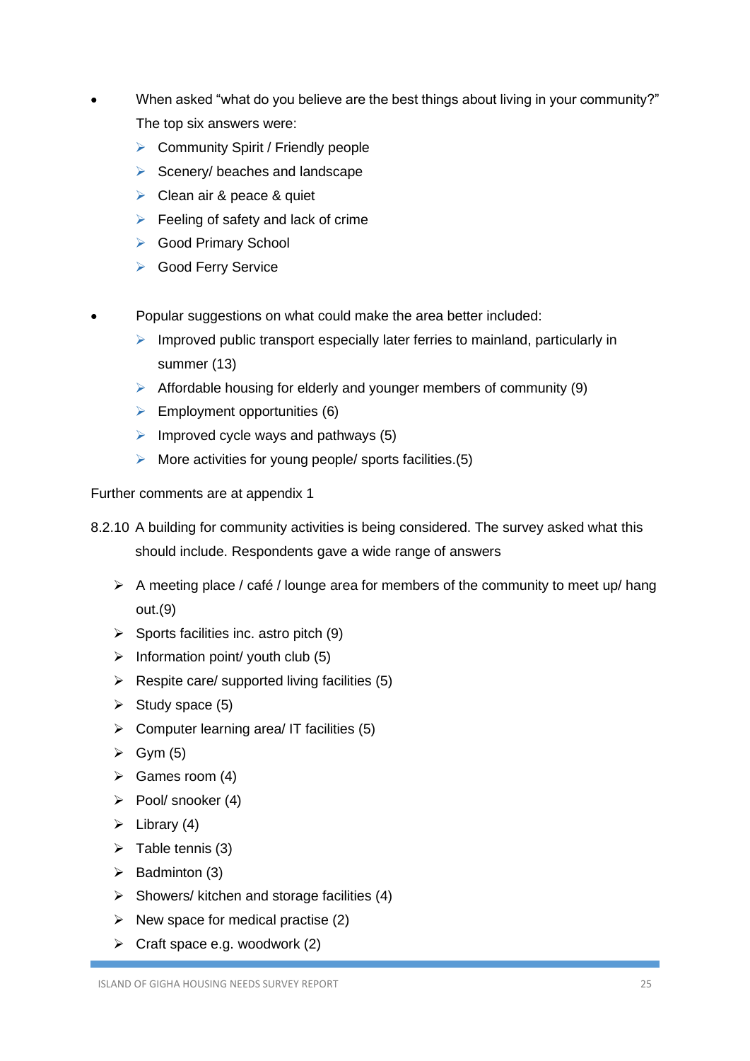- When asked "what do you believe are the best things about living in your community?" The top six answers were:
  - Community Spirit / Friendly people
  - Scenery/ beaches and landscape
  - Clean air & peace & quiet
  - Feeling of safety and lack of crime
  - Good Primary School
  - Good Ferry Service

- Popular suggestions on what could make the area better included:
  - Improved public transport especially later ferries to mainland, particularly in summer (13)
  - Affordable housing for elderly and younger members of community (9)
  - Employment opportunities (6)
  - Improved cycle ways and pathways (5)
  - More activities for young people/ sports facilities.(5)

Further comments are at appendix 1

8.2.10 A building for community activities is being considered. The survey asked what this should include. Respondents gave a wide range of answers

- A meeting place / café / lounge area for members of the community to meet up/ hang out.(9)
- Sports facilities inc. astro pitch (9)
- Information point/ youth club (5)
- Respite care/ supported living facilities (5)
- Study space (5)
- Computer learning area/ IT facilities (5)
- Gym (5)
- Games room (4)
- Pool/ snooker (4)
- Library (4)
- Table tennis (3)
- Badminton (3)
- Showers/ kitchen and storage facilities (4)
- New space for medical practise (2)
- Craft space e.g. woodwork (2)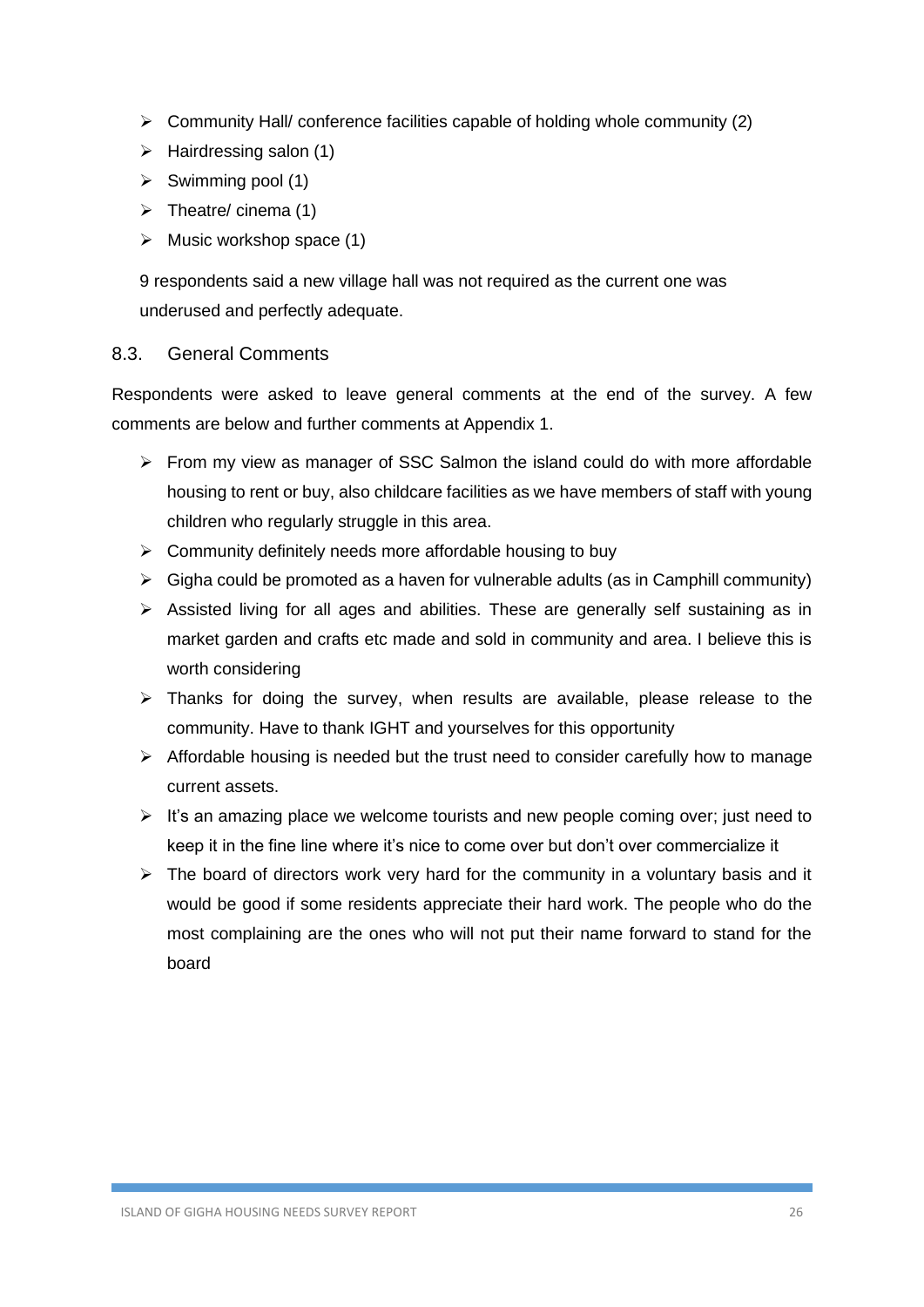- Community Hall/ conference facilities capable of holding whole community (2)
- Hairdressing salon (1)
- Swimming pool (1)
- Theatre/ cinema (1)
- Music workshop space (1)

9 respondents said a new village hall was not required as the current one was underused and perfectly adequate.

## 8.3. General Comments

Respondents were asked to leave general comments at the end of the survey. A few comments are below and further comments at Appendix 1.

- From my view as manager of SSC Salmon the island could do with more affordable housing to rent or buy, also childcare facilities as we have members of staff with young children who regularly struggle in this area.
- Community definitely needs more affordable housing to buy
- Gigha could be promoted as a haven for vulnerable adults (as in Camphill community)
- Assisted living for all ages and abilities. These are generally self sustaining as in market garden and crafts etc made and sold in community and area. I believe this is worth considering
- Thanks for doing the survey, when results are available, please release to the community. Have to thank IGHT and yourselves for this opportunity
- Affordable housing is needed but the trust need to consider carefully how to manage current assets.
- It's an amazing place we welcome tourists and new people coming over; just need to keep it in the fine line where it's nice to come over but don't over commercialize it
- The board of directors work very hard for the community in a voluntary basis and it would be good if some residents appreciate their hard work. The people who do the most complaining are the ones who will not put their name forward to stand for the board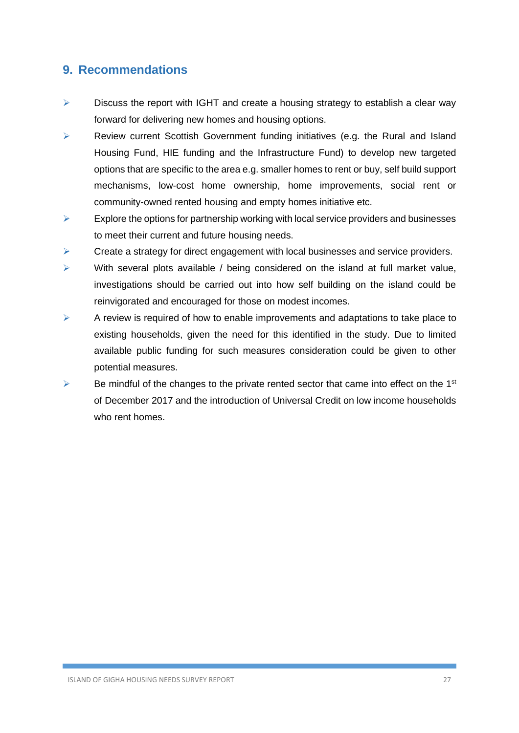## 9. Recommendations

- Discuss the report with IGHT and create a housing strategy to establish a clear way forward for delivering new homes and housing options.
- Review current Scottish Government funding initiatives (e.g. the Rural and Island Housing Fund, HIE funding and the Infrastructure Fund) to develop new targeted options that are specific to the area e.g. smaller homes to rent or buy, self build support mechanisms, low-cost home ownership, home improvements, social rent or community-owned rented housing and empty homes initiative etc.
- Explore the options for partnership working with local service providers and businesses to meet their current and future housing needs.
- Create a strategy for direct engagement with local businesses and service providers.
- With several plots available / being considered on the island at full market value, investigations should be carried out into how self building on the island could be reinvigorated and encouraged for those on modest incomes.
- A review is required of how to enable improvements and adaptations to take place to existing households, given the need for this identified in the study. Due to limited available public funding for such measures consideration could be given to other potential measures.
- Be mindful of the changes to the private rented sector that came into effect on the 1st of December 2017 and the introduction of Universal Credit on low income households who rent homes.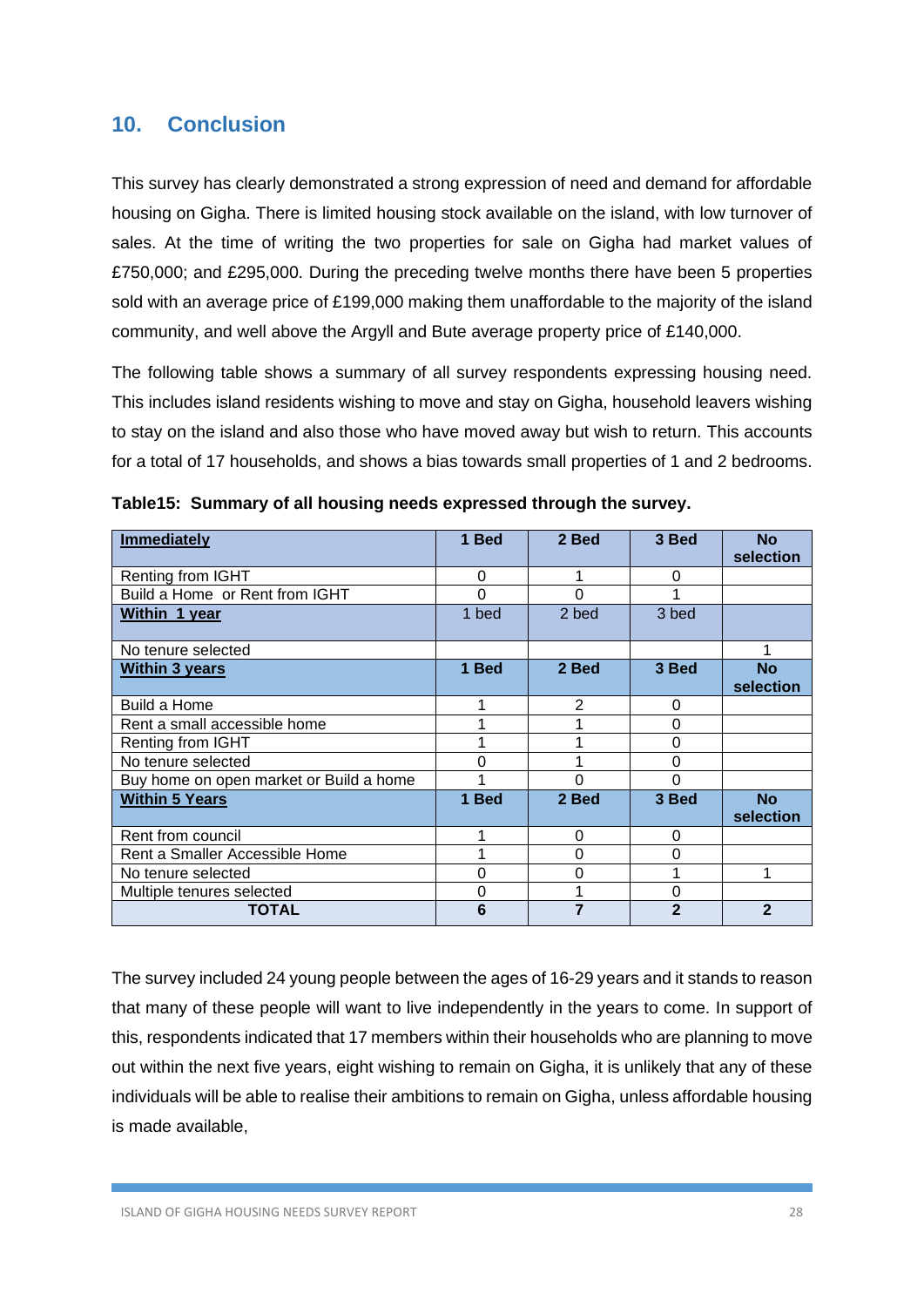## 10. Conclusion

This survey has clearly demonstrated a strong expression of need and demand for affordable housing on Gigha. There is limited housing stock available on the island, with low turnover of sales. At the time of writing the two properties for sale on Gigha had market values of £750,000; and £295,000. During the preceding twelve months there have been 5 properties sold with an average price of £199,000 making them unaffordable to the majority of the island community, and well above the Argyll and Bute average property price of £140,000.

The following table shows a summary of all survey respondents expressing housing need. This includes island residents wishing to move and stay on Gigha, household leavers wishing to stay on the island and also those who have moved away but wish to return. This accounts for a total of 17 households, and shows a bias towards small properties of 1 and 2 bedrooms.

**Table15: Summary of all housing needs expressed through the survey.**

| **Immediately** | **1 Bed** | **2 Bed** | **3 Bed** | **No selection** |
|---|---|---|---|---|
| Renting from IGHT | 0 | 1 | 0 | |
| Build a Home or Rent from IGHT | 0 | 0 | 1 | |
| **Within 1 year** | 1 bed | 2 bed | 3 bed | |
| No tenure selected | | | | 1 |
| **Within 3 years** | **1 Bed** | **2 Bed** | **3 Bed** | **No selection** |
| Build a Home | 1 | 2 | 0 | |
| Rent a small accessible home | 1 | 1 | 0 | |
| Renting from IGHT | 1 | 1 | 0 | |
| No tenure selected | 0 | 1 | 0 | |
| Buy home on open market or Build a home | 1 | 0 | 0 | |
| **Within 5 Years** | **1 Bed** | **2 Bed** | **3 Bed** | **No selection** |
| Rent from council | 1 | 0 | 0 | |
| Rent a Smaller Accessible Home | 1 | 0 | 0 | |
| No tenure selected | 0 | 0 | 1 | 1 |
| Multiple tenures selected | 0 | 1 | 0 | |
| **TOTAL** | **6** | **7** | **2** | **2** |

The survey included 24 young people between the ages of 16-29 years and it stands to reason that many of these people will want to live independently in the years to come. In support of this, respondents indicated that 17 members within their households who are planning to move out within the next five years, eight wishing to remain on Gigha, it is unlikely that any of these individuals will be able to realise their ambitions to remain on Gigha, unless affordable housing is made available,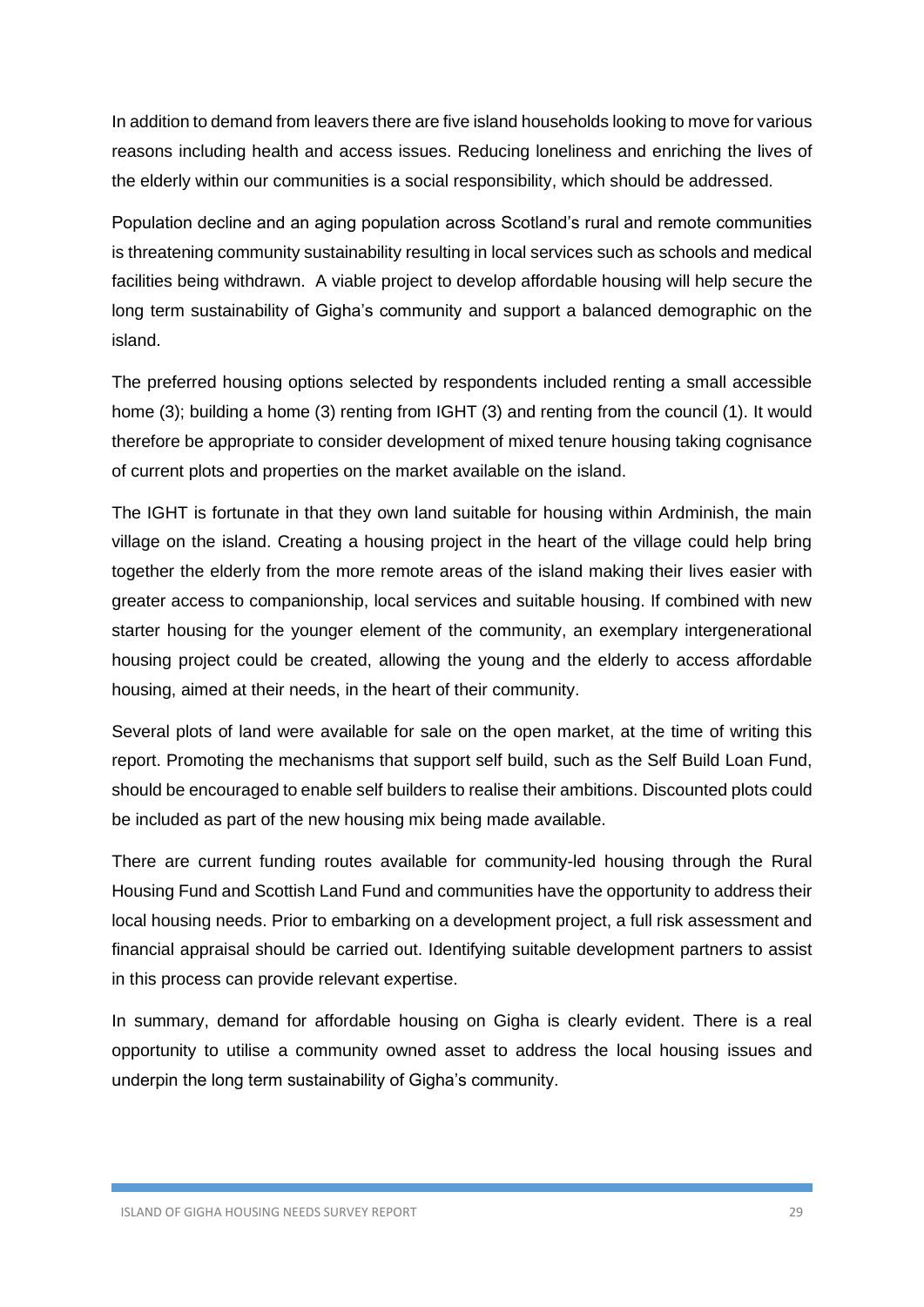In addition to demand from leavers there are five island households looking to move for various reasons including health and access issues. Reducing loneliness and enriching the lives of the elderly within our communities is a social responsibility, which should be addressed.

Population decline and an aging population across Scotland's rural and remote communities is threatening community sustainability resulting in local services such as schools and medical facilities being withdrawn. A viable project to develop affordable housing will help secure the long term sustainability of Gigha's community and support a balanced demographic on the island.

The preferred housing options selected by respondents included renting a small accessible home (3); building a home (3) renting from IGHT (3) and renting from the council (1). It would therefore be appropriate to consider development of mixed tenure housing taking cognisance of current plots and properties on the market available on the island.

The IGHT is fortunate in that they own land suitable for housing within Ardminish, the main village on the island. Creating a housing project in the heart of the village could help bring together the elderly from the more remote areas of the island making their lives easier with greater access to companionship, local services and suitable housing. If combined with new starter housing for the younger element of the community, an exemplary intergenerational housing project could be created, allowing the young and the elderly to access affordable housing, aimed at their needs, in the heart of their community.

Several plots of land were available for sale on the open market, at the time of writing this report. Promoting the mechanisms that support self build, such as the Self Build Loan Fund, should be encouraged to enable self builders to realise their ambitions. Discounted plots could be included as part of the new housing mix being made available.

There are current funding routes available for community-led housing through the Rural Housing Fund and Scottish Land Fund and communities have the opportunity to address their local housing needs. Prior to embarking on a development project, a full risk assessment and financial appraisal should be carried out. Identifying suitable development partners to assist in this process can provide relevant expertise.

In summary, demand for affordable housing on Gigha is clearly evident. There is a real opportunity to utilise a community owned asset to address the local housing issues and underpin the long term sustainability of Gigha's community.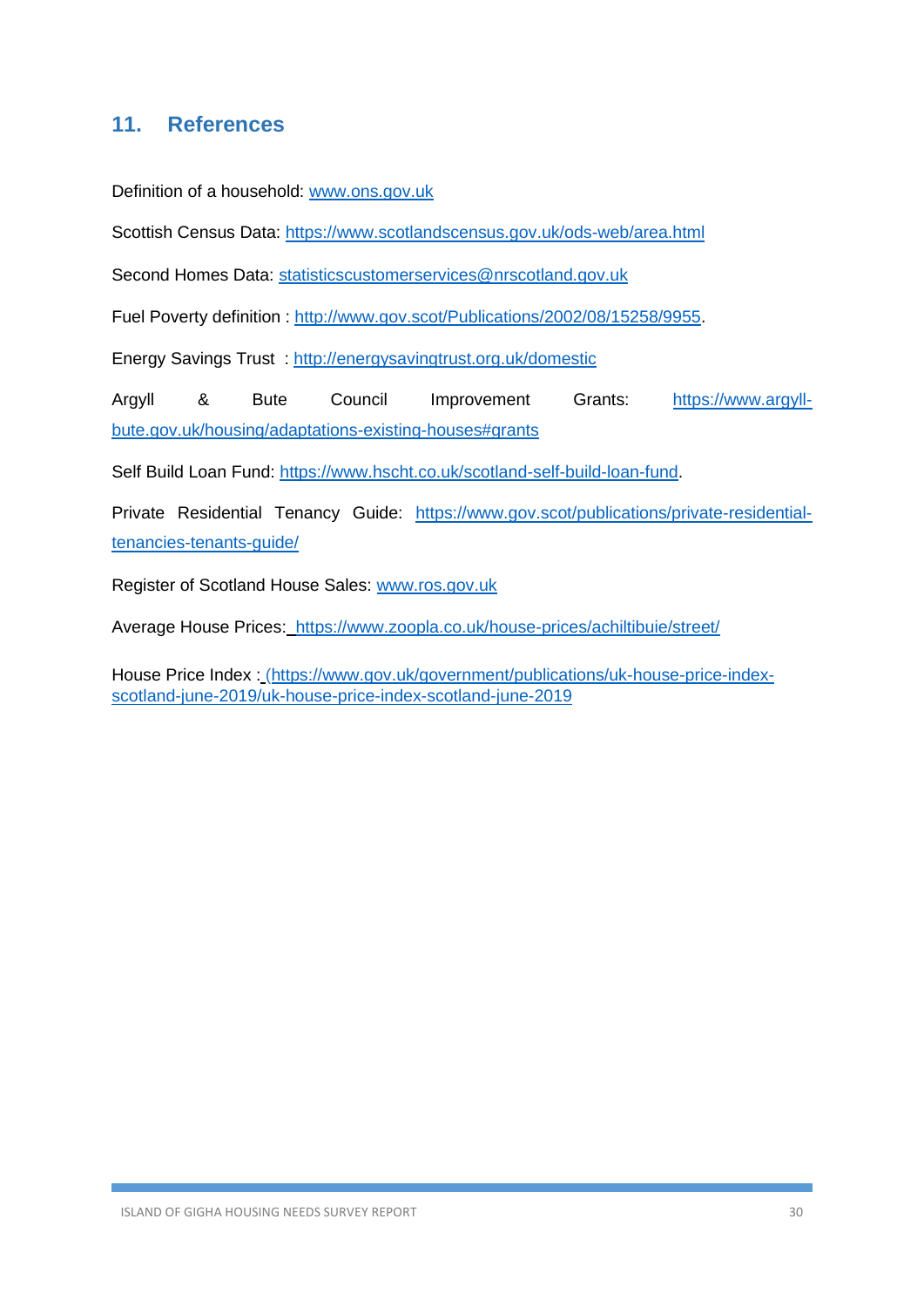## 11. References

Definition of a household: www.ons.gov.uk

Scottish Census Data: https://www.scotlandscensus.gov.uk/ods-web/area.html

Second Homes Data: statisticscustomerservices@nrscotland.gov.uk

Fuel Poverty definition : http://www.gov.scot/Publications/2002/08/15258/9955.

Energy Savings Trust : http://energysavingtrust.org.uk/domestic

Argyll & Bute Council Improvement Grants: https://www.argyll-bute.gov.uk/housing/adaptations-existing-houses#grants

Self Build Loan Fund: https://www.hscht.co.uk/scotland-self-build-loan-fund.

Private Residential Tenancy Guide: https://www.gov.scot/publications/private-residential-tenancies-tenants-guide/

Register of Scotland House Sales: www.ros.gov.uk

Average House Prices: https://www.zoopla.co.uk/house-prices/achiltibuie/street/

House Price Index : (https://www.gov.uk/government/publications/uk-house-price-index-scotland-june-2019/uk-house-price-index-scotland-june-2019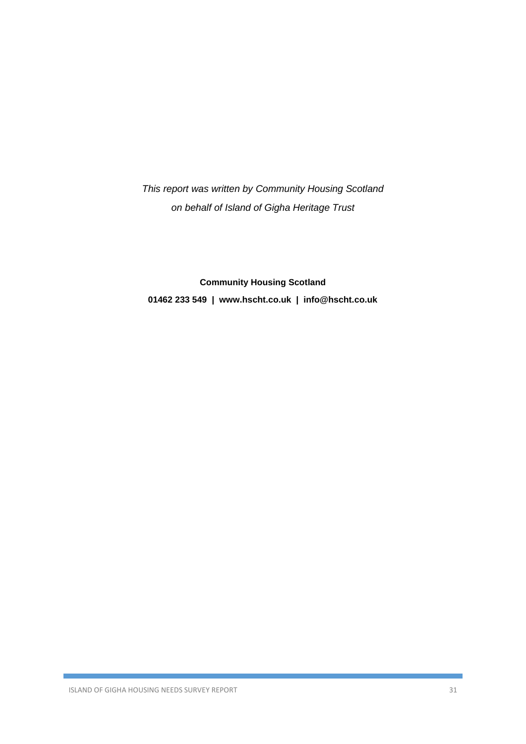*This report was written by Community Housing Scotland*

*on behalf of Island of Gigha Heritage Trust*

**Community Housing Scotland**

**01462 233 549 | www.hscht.co.uk | info@hscht.co.uk**